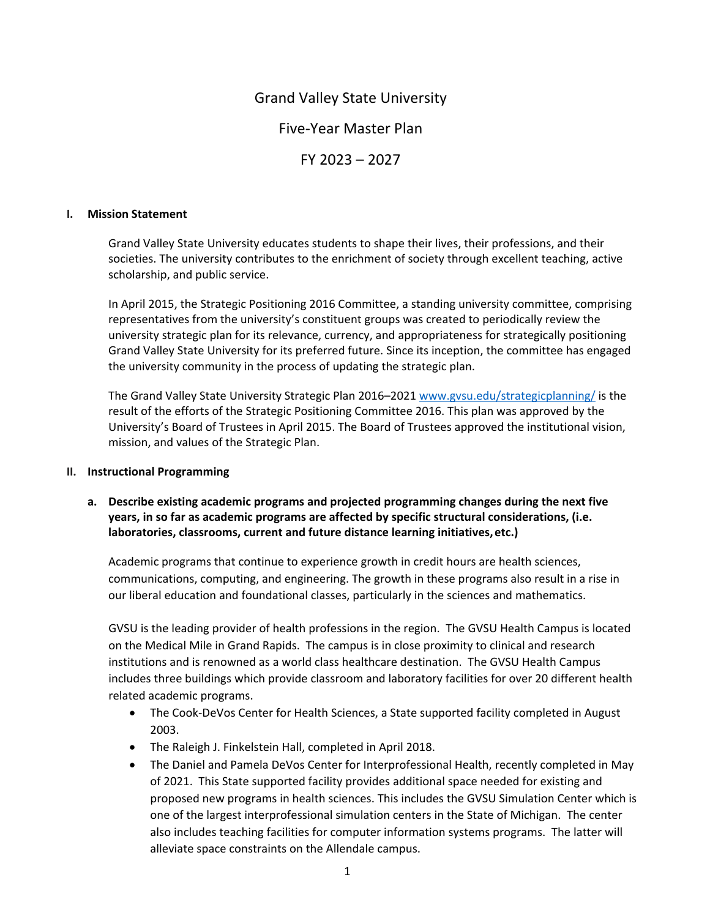# Grand Valley State University

# Five-Year Master Plan

# FY 2023 – 2027

## I. Mission Statement

Grand Valley State University educates students to shape their lives, their professions, and their societies. The university contributes to the enrichment of society through excellent teaching, active scholarship, and public service.

In April 2015, the Strategic Positioning 2016 Committee, a standing university committee, comprising representatives from the university's constituent groups was created to periodically review the university strategic plan for its relevance, currency, and appropriateness for strategically positioning Grand Valley State University for its preferred future. Since its inception, the committee has engaged the university community in the process of updating the strategic plan.

The Grand Valley State University Strategic Plan 2016–2021 www.gvsu.edu/strategicplanning/ is the result of the efforts of the Strategic Positioning Committee 2016. This plan was approved by the University's Board of Trustees in April 2015. The Board of Trustees approved the institutional vision, mission, and values of the Strategic Plan.

## II. Instructional Programming

### a. Describe existing academic programs and projected programming changes during the next five years, in so far as academic programs are affected by specific structural considerations, (i.e. laboratories, classrooms, current and future distance learning initiatives, etc.)

Academic programs that continue to experience growth in credit hours are health sciences, communications, computing, and engineering. The growth in these programs also result in a rise in our liberal education and foundational classes, particularly in the sciences and mathematics.

GVSU is the leading provider of health professions in the region. The GVSU Health Campus is located on the Medical Mile in Grand Rapids. The campus is in close proximity to clinical and research institutions and is renowned as a world class healthcare destination. The GVSU Health Campus includes three buildings which provide classroom and laboratory facilities for over 20 different health related academic programs.

- The Cook-DeVos Center for Health Sciences, a State supported facility completed in August 2003.
- The Raleigh J. Finkelstein Hall, completed in April 2018.
- The Daniel and Pamela DeVos Center for Interprofessional Health, recently completed in May of 2021. This State supported facility provides additional space needed for existing and proposed new programs in health sciences. This includes the GVSU Simulation Center which is one of the largest interprofessional simulation centers in the State of Michigan. The center also includes teaching facilities for computer information systems programs. The latter will alleviate space constraints on the Allendale campus.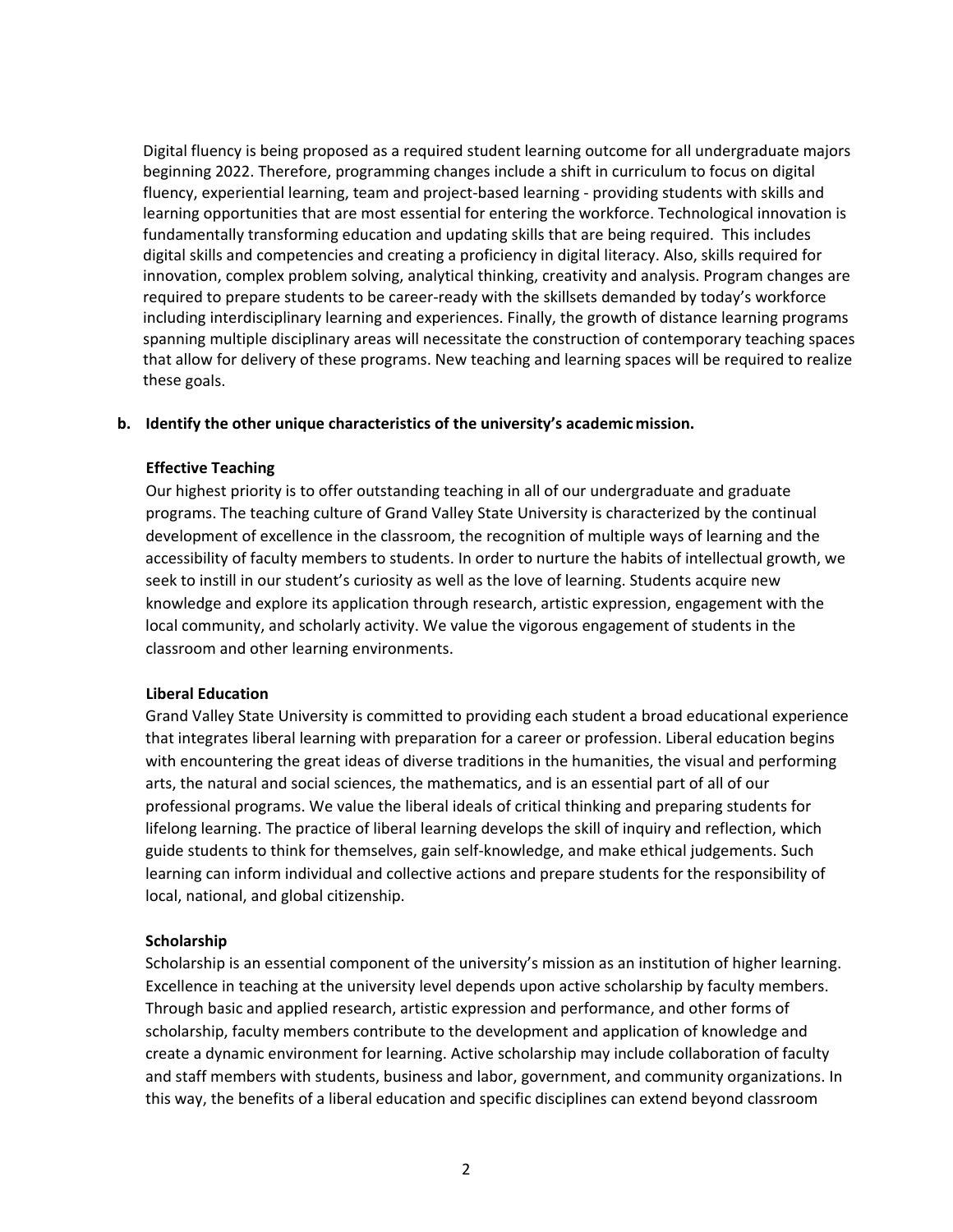Digital fluency is being proposed as a required student learning outcome for all undergraduate majors beginning 2022. Therefore, programming changes include a shift in curriculum to focus on digital fluency, experiential learning, team and project-based learning - providing students with skills and learning opportunities that are most essential for entering the workforce. Technological innovation is fundamentally transforming education and updating skills that are being required. This includes digital skills and competencies and creating a proficiency in digital literacy. Also, skills required for innovation, complex problem solving, analytical thinking, creativity and analysis. Program changes are required to prepare students to be career-ready with the skillsets demanded by today's workforce including interdisciplinary learning and experiences. Finally, the growth of distance learning programs spanning multiple disciplinary areas will necessitate the construction of contemporary teaching spaces that allow for delivery of these programs. New teaching and learning spaces will be required to realize these goals.

**b. Identify the other unique characteristics of the university's academic mission.**

**Effective Teaching**

Our highest priority is to offer outstanding teaching in all of our undergraduate and graduate programs. The teaching culture of Grand Valley State University is characterized by the continual development of excellence in the classroom, the recognition of multiple ways of learning and the accessibility of faculty members to students. In order to nurture the habits of intellectual growth, we seek to instill in our student's curiosity as well as the love of learning. Students acquire new knowledge and explore its application through research, artistic expression, engagement with the local community, and scholarly activity. We value the vigorous engagement of students in the classroom and other learning environments.

**Liberal Education**

Grand Valley State University is committed to providing each student a broad educational experience that integrates liberal learning with preparation for a career or profession. Liberal education begins with encountering the great ideas of diverse traditions in the humanities, the visual and performing arts, the natural and social sciences, the mathematics, and is an essential part of all of our professional programs. We value the liberal ideals of critical thinking and preparing students for lifelong learning. The practice of liberal learning develops the skill of inquiry and reflection, which guide students to think for themselves, gain self-knowledge, and make ethical judgements. Such learning can inform individual and collective actions and prepare students for the responsibility of local, national, and global citizenship.

**Scholarship**

Scholarship is an essential component of the university's mission as an institution of higher learning. Excellence in teaching at the university level depends upon active scholarship by faculty members. Through basic and applied research, artistic expression and performance, and other forms of scholarship, faculty members contribute to the development and application of knowledge and create a dynamic environment for learning. Active scholarship may include collaboration of faculty and staff members with students, business and labor, government, and community organizations. In this way, the benefits of a liberal education and specific disciplines can extend beyond classroom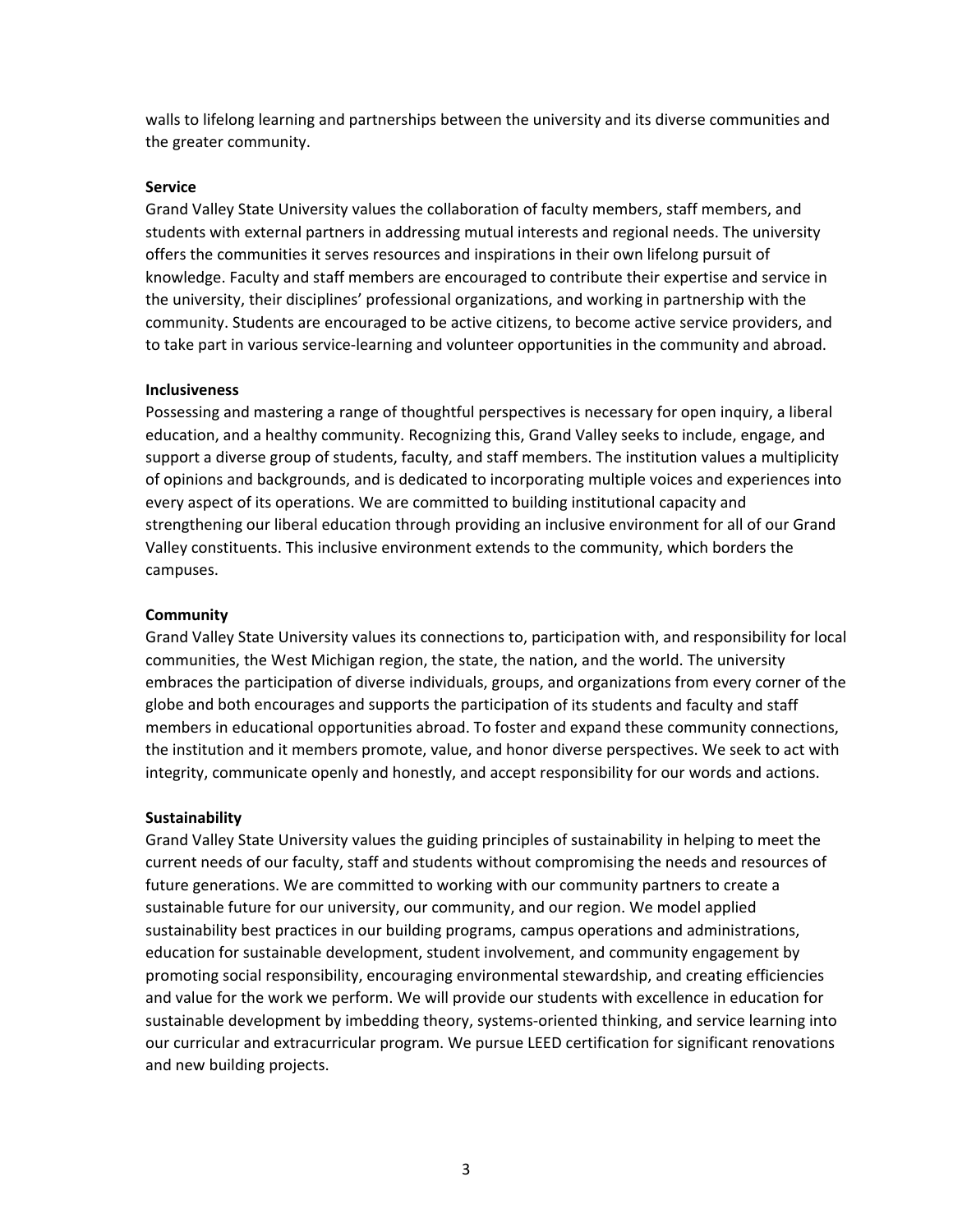walls to lifelong learning and partnerships between the university and its diverse communities and the greater community.

**Service**

Grand Valley State University values the collaboration of faculty members, staff members, and students with external partners in addressing mutual interests and regional needs. The university offers the communities it serves resources and inspirations in their own lifelong pursuit of knowledge. Faculty and staff members are encouraged to contribute their expertise and service in the university, their disciplines' professional organizations, and working in partnership with the community. Students are encouraged to be active citizens, to become active service providers, and to take part in various service-learning and volunteer opportunities in the community and abroad.

**Inclusiveness**

Possessing and mastering a range of thoughtful perspectives is necessary for open inquiry, a liberal education, and a healthy community. Recognizing this, Grand Valley seeks to include, engage, and support a diverse group of students, faculty, and staff members. The institution values a multiplicity of opinions and backgrounds, and is dedicated to incorporating multiple voices and experiences into every aspect of its operations. We are committed to building institutional capacity and strengthening our liberal education through providing an inclusive environment for all of our Grand Valley constituents. This inclusive environment extends to the community, which borders the campuses.

**Community**

Grand Valley State University values its connections to, participation with, and responsibility for local communities, the West Michigan region, the state, the nation, and the world. The university embraces the participation of diverse individuals, groups, and organizations from every corner of the globe and both encourages and supports the participation of its students and faculty and staff members in educational opportunities abroad. To foster and expand these community connections, the institution and it members promote, value, and honor diverse perspectives. We seek to act with integrity, communicate openly and honestly, and accept responsibility for our words and actions.

**Sustainability**

Grand Valley State University values the guiding principles of sustainability in helping to meet the current needs of our faculty, staff and students without compromising the needs and resources of future generations. We are committed to working with our community partners to create a sustainable future for our university, our community, and our region. We model applied sustainability best practices in our building programs, campus operations and administrations, education for sustainable development, student involvement, and community engagement by promoting social responsibility, encouraging environmental stewardship, and creating efficiencies and value for the work we perform. We will provide our students with excellence in education for sustainable development by imbedding theory, systems-oriented thinking, and service learning into our curricular and extracurricular program. We pursue LEED certification for significant renovations and new building projects.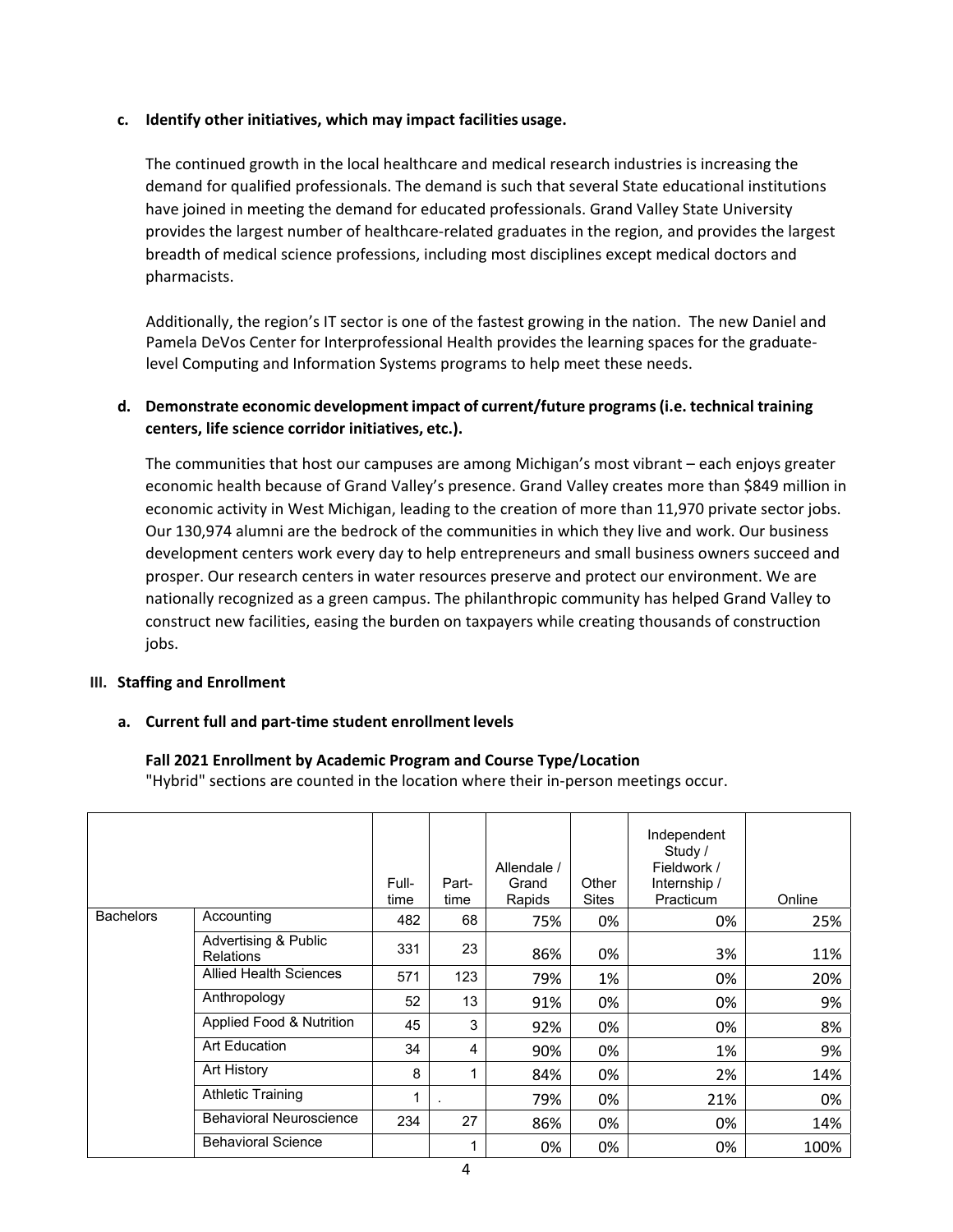**c. Identify other initiatives, which may impact facilities usage.**

The continued growth in the local healthcare and medical research industries is increasing the demand for qualified professionals. The demand is such that several State educational institutions have joined in meeting the demand for educated professionals. Grand Valley State University provides the largest number of healthcare-related graduates in the region, and provides the largest breadth of medical science professions, including most disciplines except medical doctors and pharmacists.

Additionally, the region's IT sector is one of the fastest growing in the nation. The new Daniel and Pamela DeVos Center for Interprofessional Health provides the learning spaces for the graduate-level Computing and Information Systems programs to help meet these needs.

**d. Demonstrate economic development impact of current/future programs (i.e. technical training centers, life science corridor initiatives, etc.).**

The communities that host our campuses are among Michigan's most vibrant – each enjoys greater economic health because of Grand Valley's presence. Grand Valley creates more than $849 million in economic activity in West Michigan, leading to the creation of more than 11,970 private sector jobs. Our 130,974 alumni are the bedrock of the communities in which they live and work. Our business development centers work every day to help entrepreneurs and small business owners succeed and prosper. Our research centers in water resources preserve and protect our environment. We are nationally recognized as a green campus. The philanthropic community has helped Grand Valley to construct new facilities, easing the burden on taxpayers while creating thousands of construction jobs.

## III. Staffing and Enrollment

**a. Current full and part-time student enrollment levels**

**Fall 2021 Enrollment by Academic Program and Course Type/Location**

"Hybrid" sections are counted in the location where their in-person meetings occur.

| | | Full-time | Part-time | Allendale / Grand Rapids | Other Sites | Independent Study / Fieldwork / Internship / Practicum | Online |
|---|---|---|---|---|---|---|---|
| Bachelors | Accounting | 482 | 68 | 75% | 0% | 0% | 25% |
| | Advertising & Public Relations | 331 | 23 | 86% | 0% | 3% | 11% |
| | Allied Health Sciences | 571 | 123 | 79% | 1% | 0% | 20% |
| | Anthropology | 52 | 13 | 91% | 0% | 0% | 9% |
| | Applied Food & Nutrition | 45 | 3 | 92% | 0% | 0% | 8% |
| | Art Education | 34 | 4 | 90% | 0% | 1% | 9% |
| | Art History | 8 | 1 | 84% | 0% | 2% | 14% |
| | Athletic Training | 1 | . | 79% | 0% | 21% | 0% |
| | Behavioral Neuroscience | 234 | 27 | 86% | 0% | 0% | 14% |
| | Behavioral Science | | 1 | 0% | 0% | 0% | 100% |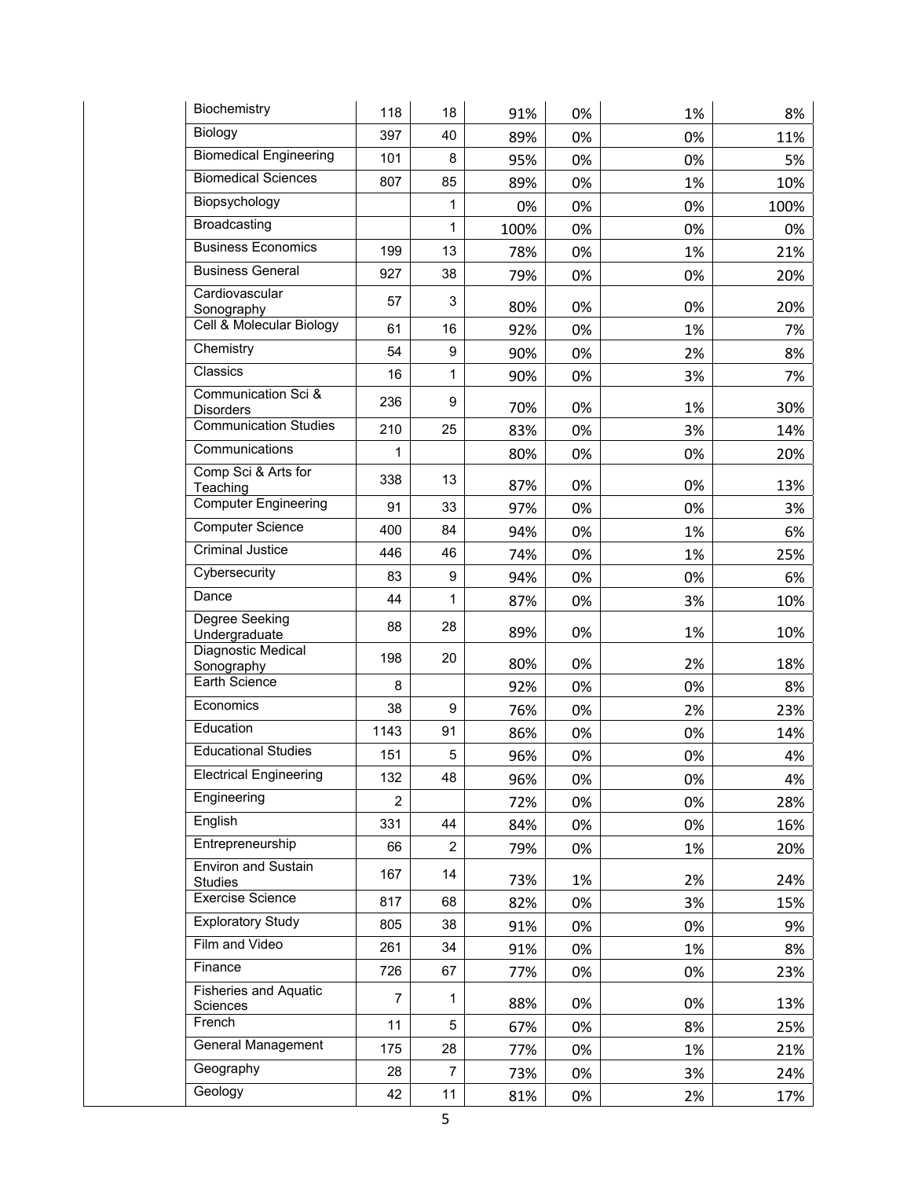| | | | | | | | |
|---|---|---|---|---|---|---|---|
| | Biochemistry | 118 | 18 | 91% | 0% | 1% | 8% |
| | Biology | 397 | 40 | 89% | 0% | 0% | 11% |
| | Biomedical Engineering | 101 | 8 | 95% | 0% | 0% | 5% |
| | Biomedical Sciences | 807 | 85 | 89% | 0% | 1% | 10% |
| | Biopsychology | | 1 | 0% | 0% | 0% | 100% |
| | Broadcasting | | 1 | 100% | 0% | 0% | 0% |
| | Business Economics | 199 | 13 | 78% | 0% | 1% | 21% |
| | Business General | 927 | 38 | 79% | 0% | 0% | 20% |
| | Cardiovascular Sonography | 57 | 3 | 80% | 0% | 0% | 20% |
| | Cell & Molecular Biology | 61 | 16 | 92% | 0% | 1% | 7% |
| | Chemistry | 54 | 9 | 90% | 0% | 2% | 8% |
| | Classics | 16 | 1 | 90% | 0% | 3% | 7% |
| | Communication Sci & Disorders | 236 | 9 | 70% | 0% | 1% | 30% |
| | Communication Studies | 210 | 25 | 83% | 0% | 3% | 14% |
| | Communications | 1 | | 80% | 0% | 0% | 20% |
| | Comp Sci & Arts for Teaching | 338 | 13 | 87% | 0% | 0% | 13% |
| | Computer Engineering | 91 | 33 | 97% | 0% | 0% | 3% |
| | Computer Science | 400 | 84 | 94% | 0% | 1% | 6% |
| | Criminal Justice | 446 | 46 | 74% | 0% | 1% | 25% |
| | Cybersecurity | 83 | 9 | 94% | 0% | 0% | 6% |
| | Dance | 44 | 1 | 87% | 0% | 3% | 10% |
| | Degree Seeking Undergraduate | 88 | 28 | 89% | 0% | 1% | 10% |
| | Diagnostic Medical Sonography | 198 | 20 | 80% | 0% | 2% | 18% |
| | Earth Science | 8 | | 92% | 0% | 0% | 8% |
| | Economics | 38 | 9 | 76% | 0% | 2% | 23% |
| | Education | 1143 | 91 | 86% | 0% | 0% | 14% |
| | Educational Studies | 151 | 5 | 96% | 0% | 0% | 4% |
| | Electrical Engineering | 132 | 48 | 96% | 0% | 0% | 4% |
| | Engineering | 2 | | 72% | 0% | 0% | 28% |
| | English | 331 | 44 | 84% | 0% | 0% | 16% |
| | Entrepreneurship | 66 | 2 | 79% | 0% | 1% | 20% |
| | Environ and Sustain Studies | 167 | 14 | 73% | 1% | 2% | 24% |
| | Exercise Science | 817 | 68 | 82% | 0% | 3% | 15% |
| | Exploratory Study | 805 | 38 | 91% | 0% | 0% | 9% |
| | Film and Video | 261 | 34 | 91% | 0% | 1% | 8% |
| | Finance | 726 | 67 | 77% | 0% | 0% | 23% |
| | Fisheries and Aquatic Sciences | 7 | 1 | 88% | 0% | 0% | 13% |
| | French | 11 | 5 | 67% | 0% | 8% | 25% |
| | General Management | 175 | 28 | 77% | 0% | 1% | 21% |
| | Geography | 28 | 7 | 73% | 0% | 3% | 24% |
| | Geology | 42 | 11 | 81% | 0% | 2% | 17% |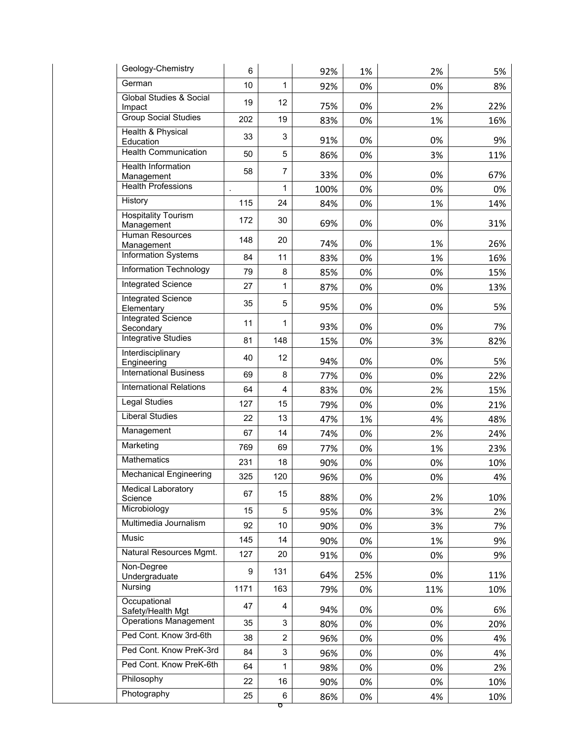| | | | | | | |
|---|---|---|---|---|---|---|
| Geology-Chemistry | 6 | | 92% | 1% | 2% | 5% |
| German | 10 | 1 | 92% | 0% | 0% | 8% |
| Global Studies & Social Impact | 19 | 12 | 75% | 0% | 2% | 22% |
| Group Social Studies | 202 | 19 | 83% | 0% | 1% | 16% |
| Health & Physical Education | 33 | 3 | 91% | 0% | 0% | 9% |
| Health Communication | 50 | 5 | 86% | 0% | 3% | 11% |
| Health Information Management | 58 | 7 | 33% | 0% | 0% | 67% |
| Health Professions | . | 1 | 100% | 0% | 0% | 0% |
| History | 115 | 24 | 84% | 0% | 1% | 14% |
| Hospitality Tourism Management | 172 | 30 | 69% | 0% | 0% | 31% |
| Human Resources Management | 148 | 20 | 74% | 0% | 1% | 26% |
| Information Systems | 84 | 11 | 83% | 0% | 1% | 16% |
| Information Technology | 79 | 8 | 85% | 0% | 0% | 15% |
| Integrated Science | 27 | 1 | 87% | 0% | 0% | 13% |
| Integrated Science Elementary | 35 | 5 | 95% | 0% | 0% | 5% |
| Integrated Science Secondary | 11 | 1 | 93% | 0% | 0% | 7% |
| Integrative Studies | 81 | 148 | 15% | 0% | 3% | 82% |
| Interdisciplinary Engineering | 40 | 12 | 94% | 0% | 0% | 5% |
| International Business | 69 | 8 | 77% | 0% | 0% | 22% |
| International Relations | 64 | 4 | 83% | 0% | 2% | 15% |
| Legal Studies | 127 | 15 | 79% | 0% | 0% | 21% |
| Liberal Studies | 22 | 13 | 47% | 1% | 4% | 48% |
| Management | 67 | 14 | 74% | 0% | 2% | 24% |
| Marketing | 769 | 69 | 77% | 0% | 1% | 23% |
| Mathematics | 231 | 18 | 90% | 0% | 0% | 10% |
| Mechanical Engineering | 325 | 120 | 96% | 0% | 0% | 4% |
| Medical Laboratory Science | 67 | 15 | 88% | 0% | 2% | 10% |
| Microbiology | 15 | 5 | 95% | 0% | 3% | 2% |
| Multimedia Journalism | 92 | 10 | 90% | 0% | 3% | 7% |
| Music | 145 | 14 | 90% | 0% | 1% | 9% |
| Natural Resources Mgmt. | 127 | 20 | 91% | 0% | 0% | 9% |
| Non-Degree Undergraduate | 9 | 131 | 64% | 25% | 0% | 11% |
| Nursing | 1171 | 163 | 79% | 0% | 11% | 10% |
| Occupational Safety/Health Mgt | 47 | 4 | 94% | 0% | 0% | 6% |
| Operations Management | 35 | 3 | 80% | 0% | 0% | 20% |
| Ped Cont. Know 3rd-6th | 38 | 2 | 96% | 0% | 0% | 4% |
| Ped Cont. Know PreK-3rd | 84 | 3 | 96% | 0% | 0% | 4% |
| Ped Cont. Know PreK-6th | 64 | 1 | 98% | 0% | 0% | 2% |
| Philosophy | 22 | 16 | 90% | 0% | 0% | 10% |
| Photography | 25 | 6 | 86% | 0% | 4% | 10% |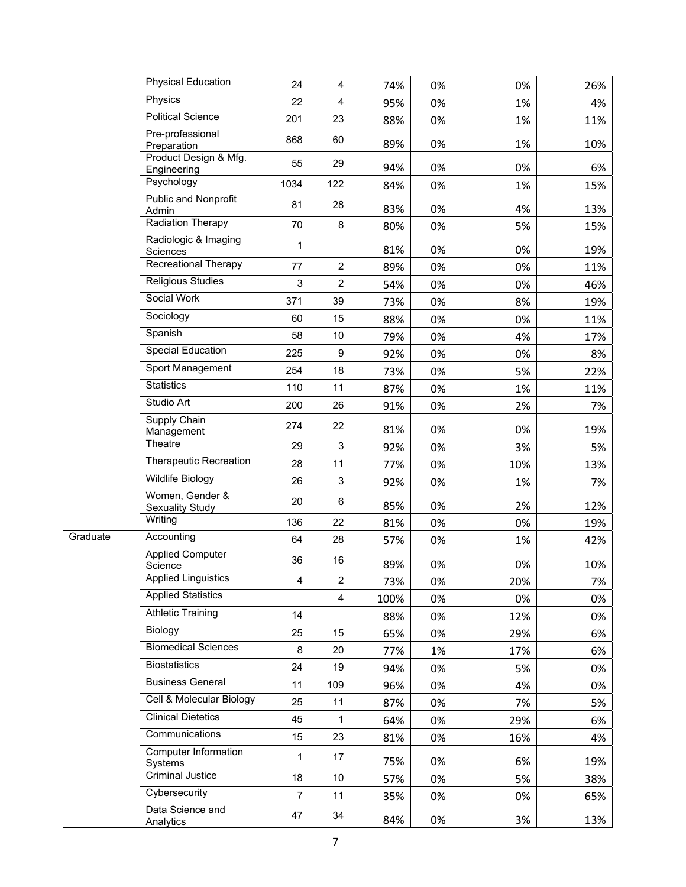| | | | | | | | |
|---|---|---|---|---|---|---|---|
| | Physical Education | 24 | 4 | 74% | 0% | 0% | 26% |
| | Physics | 22 | 4 | 95% | 0% | 1% | 4% |
| | Political Science | 201 | 23 | 88% | 0% | 1% | 11% |
| | Pre-professional Preparation | 868 | 60 | 89% | 0% | 1% | 10% |
| | Product Design & Mfg. Engineering | 55 | 29 | 94% | 0% | 0% | 6% |
| | Psychology | 1034 | 122 | 84% | 0% | 1% | 15% |
| | Public and Nonprofit Admin | 81 | 28 | 83% | 0% | 4% | 13% |
| | Radiation Therapy | 70 | 8 | 80% | 0% | 5% | 15% |
| | Radiologic & Imaging Sciences | 1 | | 81% | 0% | 0% | 19% |
| | Recreational Therapy | 77 | 2 | 89% | 0% | 0% | 11% |
| | Religious Studies | 3 | 2 | 54% | 0% | 0% | 46% |
| | Social Work | 371 | 39 | 73% | 0% | 8% | 19% |
| | Sociology | 60 | 15 | 88% | 0% | 0% | 11% |
| | Spanish | 58 | 10 | 79% | 0% | 4% | 17% |
| | Special Education | 225 | 9 | 92% | 0% | 0% | 8% |
| | Sport Management | 254 | 18 | 73% | 0% | 5% | 22% |
| | Statistics | 110 | 11 | 87% | 0% | 1% | 11% |
| | Studio Art | 200 | 26 | 91% | 0% | 2% | 7% |
| | Supply Chain Management | 274 | 22 | 81% | 0% | 0% | 19% |
| | Theatre | 29 | 3 | 92% | 0% | 3% | 5% |
| | Therapeutic Recreation | 28 | 11 | 77% | 0% | 10% | 13% |
| | Wildlife Biology | 26 | 3 | 92% | 0% | 1% | 7% |
| | Women, Gender & Sexuality Study | 20 | 6 | 85% | 0% | 2% | 12% |
| | Writing | 136 | 22 | 81% | 0% | 0% | 19% |
| Graduate | Accounting | 64 | 28 | 57% | 0% | 1% | 42% |
| | Applied Computer Science | 36 | 16 | 89% | 0% | 0% | 10% |
| | Applied Linguistics | 4 | 2 | 73% | 0% | 20% | 7% |
| | Applied Statistics | | 4 | 100% | 0% | 0% | 0% |
| | Athletic Training | 14 | | 88% | 0% | 12% | 0% |
| | Biology | 25 | 15 | 65% | 0% | 29% | 6% |
| | Biomedical Sciences | 8 | 20 | 77% | 1% | 17% | 6% |
| | Biostatistics | 24 | 19 | 94% | 0% | 5% | 0% |
| | Business General | 11 | 109 | 96% | 0% | 4% | 0% |
| | Cell & Molecular Biology | 25 | 11 | 87% | 0% | 7% | 5% |
| | Clinical Dietetics | 45 | 1 | 64% | 0% | 29% | 6% |
| | Communications | 15 | 23 | 81% | 0% | 16% | 4% |
| | Computer Information Systems | 1 | 17 | 75% | 0% | 6% | 19% |
| | Criminal Justice | 18 | 10 | 57% | 0% | 5% | 38% |
| | Cybersecurity | 7 | 11 | 35% | 0% | 0% | 65% |
| | Data Science and Analytics | 47 | 34 | 84% | 0% | 3% | 13% |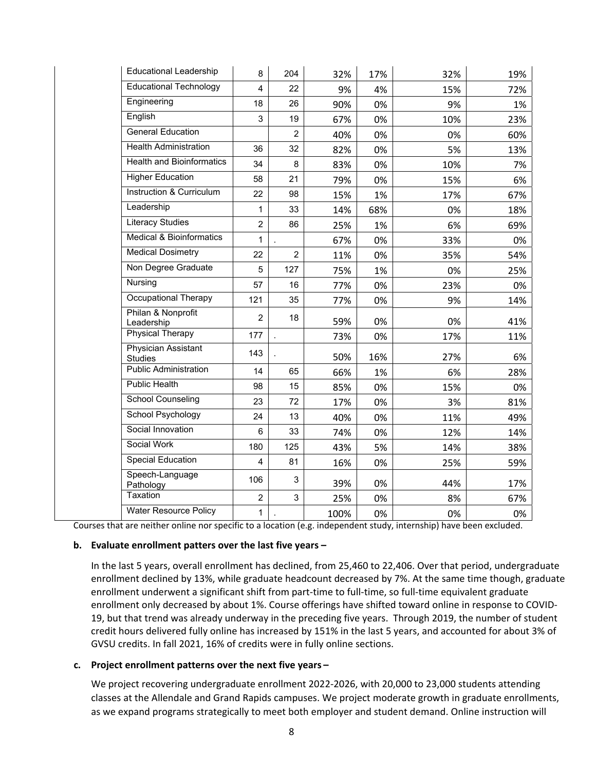| | | | | | | |
|---|---|---|---|---|---|---|
| Educational Leadership | 8 | 204 | 32% | 17% | 32% | 19% |
| Educational Technology | 4 | 22 | 9% | 4% | 15% | 72% |
| Engineering | 18 | 26 | 90% | 0% | 9% | 1% |
| English | 3 | 19 | 67% | 0% | 10% | 23% |
| General Education | | 2 | 40% | 0% | 0% | 60% |
| Health Administration | 36 | 32 | 82% | 0% | 5% | 13% |
| Health and Bioinformatics | 34 | 8 | 83% | 0% | 10% | 7% |
| Higher Education | 58 | 21 | 79% | 0% | 15% | 6% |
| Instruction & Curriculum | 22 | 98 | 15% | 1% | 17% | 67% |
| Leadership | 1 | 33 | 14% | 68% | 0% | 18% |
| Literacy Studies | 2 | 86 | 25% | 1% | 6% | 69% |
| Medical & Bioinformatics | 1 | . | 67% | 0% | 33% | 0% |
| Medical Dosimetry | 22 | 2 | 11% | 0% | 35% | 54% |
| Non Degree Graduate | 5 | 127 | 75% | 1% | 0% | 25% |
| Nursing | 57 | 16 | 77% | 0% | 23% | 0% |
| Occupational Therapy | 121 | 35 | 77% | 0% | 9% | 14% |
| Philan & Nonprofit Leadership | 2 | 18 | 59% | 0% | 0% | 41% |
| Physical Therapy | 177 | . | 73% | 0% | 17% | 11% |
| Physician Assistant Studies | 143 | . | 50% | 16% | 27% | 6% |
| Public Administration | 14 | 65 | 66% | 1% | 6% | 28% |
| Public Health | 98 | 15 | 85% | 0% | 15% | 0% |
| School Counseling | 23 | 72 | 17% | 0% | 3% | 81% |
| School Psychology | 24 | 13 | 40% | 0% | 11% | 49% |
| Social Innovation | 6 | 33 | 74% | 0% | 12% | 14% |
| Social Work | 180 | 125 | 43% | 5% | 14% | 38% |
| Special Education | 4 | 81 | 16% | 0% | 25% | 59% |
| Speech-Language Pathology | 106 | 3 | 39% | 0% | 44% | 17% |
| Taxation | 2 | 3 | 25% | 0% | 8% | 67% |
| Water Resource Policy | 1 | . | 100% | 0% | 0% | 0% |

Courses that are neither online nor specific to a location (e.g. independent study, internship) have been excluded.

**b. Evaluate enrollment patters over the last five years –**

In the last 5 years, overall enrollment has declined, from 25,460 to 22,406. Over that period, undergraduate enrollment declined by 13%, while graduate headcount decreased by 7%. At the same time though, graduate enrollment underwent a significant shift from part-time to full-time, so full-time equivalent graduate enrollment only decreased by about 1%. Course offerings have shifted toward online in response to COVID-19, but that trend was already underway in the preceding five years. Through 2019, the number of student credit hours delivered fully online has increased by 151% in the last 5 years, and accounted for about 3% of GVSU credits. In fall 2021, 16% of credits were in fully online sections.

**c. Project enrollment patterns over the next five years –**

We project recovering undergraduate enrollment 2022-2026, with 20,000 to 23,000 students attending classes at the Allendale and Grand Rapids campuses. We project moderate growth in graduate enrollments, as we expand programs strategically to meet both employer and student demand. Online instruction will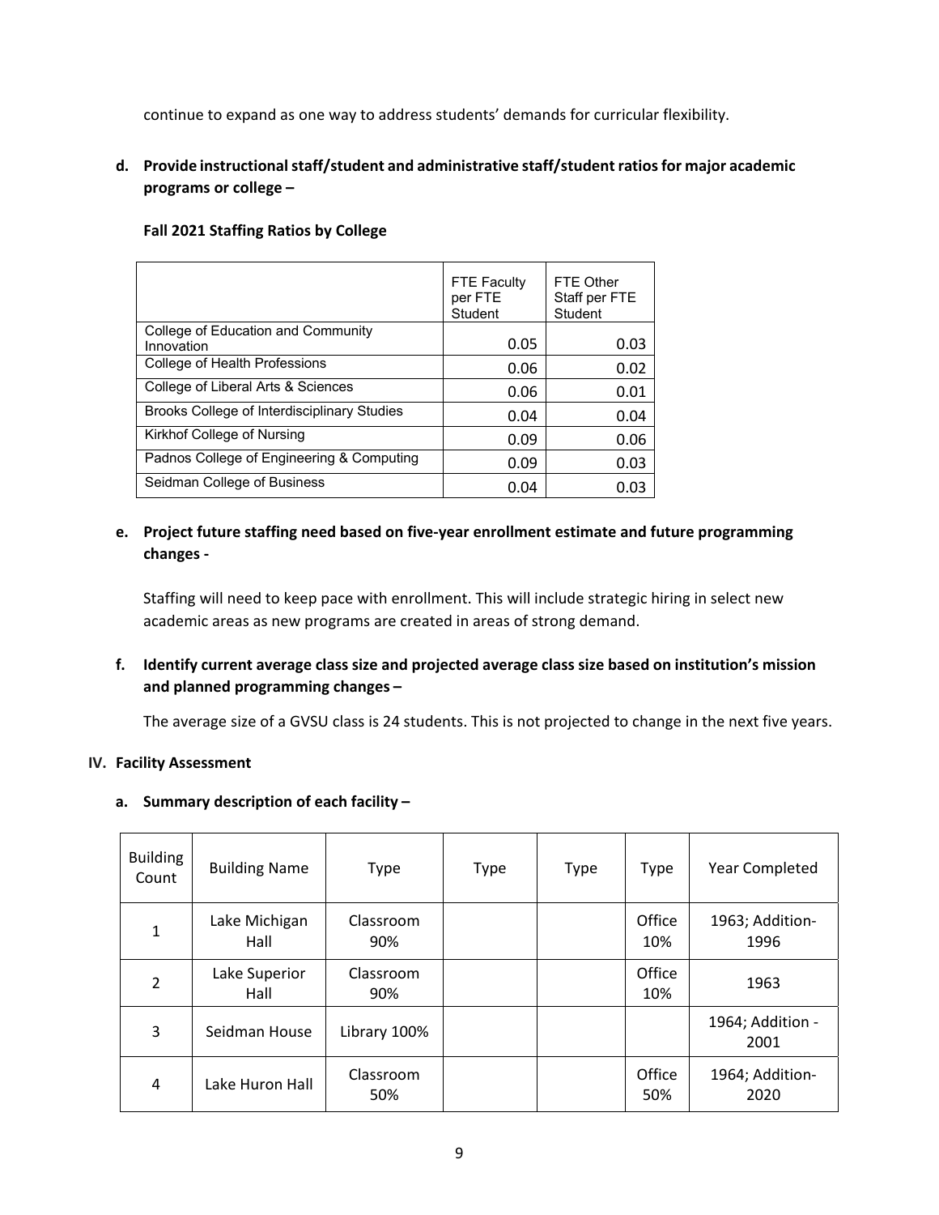continue to expand as one way to address students' demands for curricular flexibility.

**d. Provide instructional staff/student and administrative staff/student ratios for major academic programs or college –**

**Fall 2021 Staffing Ratios by College**

| | FTE Faculty per FTE Student | FTE Other Staff per FTE Student |
|---|---|---|
| College of Education and Community Innovation | 0.05 | 0.03 |
| College of Health Professions | 0.06 | 0.02 |
| College of Liberal Arts & Sciences | 0.06 | 0.01 |
| Brooks College of Interdisciplinary Studies | 0.04 | 0.04 |
| Kirkhof College of Nursing | 0.09 | 0.06 |
| Padnos College of Engineering & Computing | 0.09 | 0.03 |
| Seidman College of Business | 0.04 | 0.03 |

**e. Project future staffing need based on five-year enrollment estimate and future programming changes -**

Staffing will need to keep pace with enrollment. This will include strategic hiring in select new academic areas as new programs are created in areas of strong demand.

**f. Identify current average class size and projected average class size based on institution's mission and planned programming changes –**

The average size of a GVSU class is 24 students. This is not projected to change in the next five years.

**IV. Facility Assessment**

**a. Summary description of each facility –**

| Building Count | Building Name | Type | Type | Type | Type | Year Completed |
|---|---|---|---|---|---|---|
| 1 | Lake Michigan Hall | Classroom 90% | | | Office 10% | 1963; Addition- 1996 |
| 2 | Lake Superior Hall | Classroom 90% | | | Office 10% | 1963 |
| 3 | Seidman House | Library 100% | | | | 1964; Addition - 2001 |
| 4 | Lake Huron Hall | Classroom 50% | | | Office 50% | 1964; Addition- 2020 |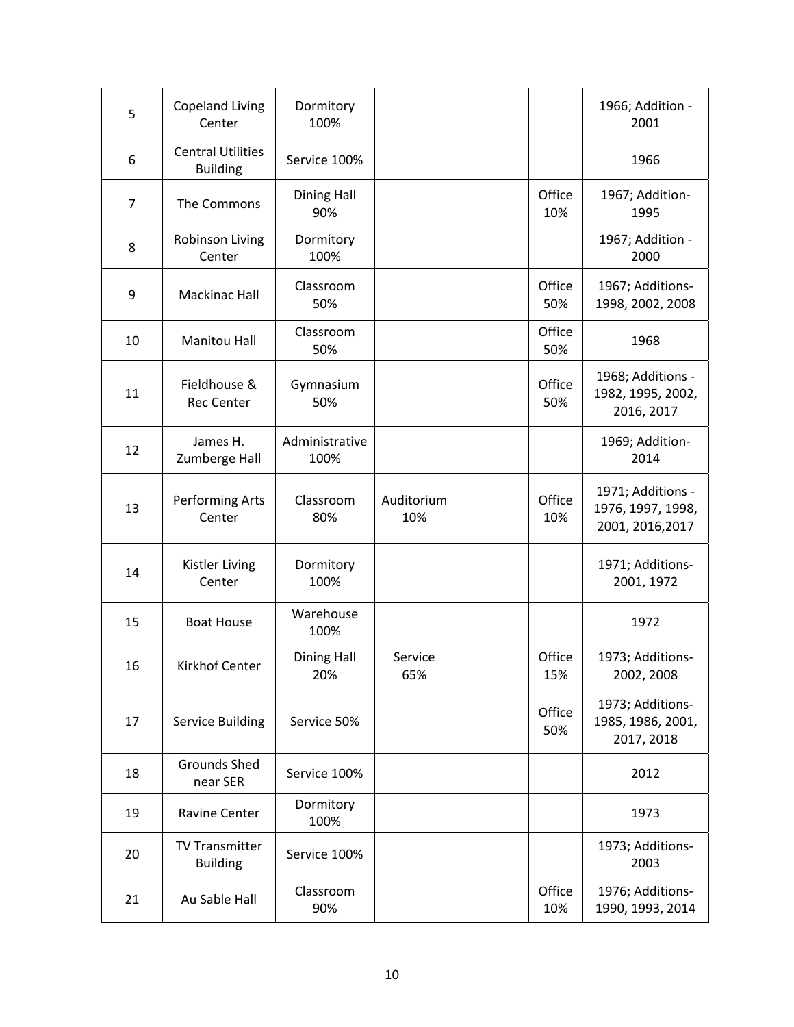| | | | | | | |
|---|---|---|---|---|---|---|
| 5 | Copeland Living Center | Dormitory 100% | | | | 1966; Addition - 2001 |
| 6 | Central Utilities Building | Service 100% | | | | 1966 |
| 7 | The Commons | Dining Hall 90% | | | Office 10% | 1967; Addition- 1995 |
| 8 | Robinson Living Center | Dormitory 100% | | | | 1967; Addition - 2000 |
| 9 | Mackinac Hall | Classroom 50% | | | Office 50% | 1967; Additions- 1998, 2002, 2008 |
| 10 | Manitou Hall | Classroom 50% | | | Office 50% | 1968 |
| 11 | Fieldhouse & Rec Center | Gymnasium 50% | | | Office 50% | 1968; Additions - 1982, 1995, 2002, 2016, 2017 |
| 12 | James H. Zumberge Hall | Administrative 100% | | | | 1969; Addition- 2014 |
| 13 | Performing Arts Center | Classroom 80% | Auditorium 10% | | Office 10% | 1971; Additions - 1976, 1997, 1998, 2001, 2016,2017 |
| 14 | Kistler Living Center | Dormitory 100% | | | | 1971; Additions- 2001, 1972 |
| 15 | Boat House | Warehouse 100% | | | | 1972 |
| 16 | Kirkhof Center | Dining Hall 20% | Service 65% | | Office 15% | 1973; Additions- 2002, 2008 |
| 17 | Service Building | Service 50% | | | Office 50% | 1973; Additions- 1985, 1986, 2001, 2017, 2018 |
| 18 | Grounds Shed near SER | Service 100% | | | | 2012 |
| 19 | Ravine Center | Dormitory 100% | | | | 1973 |
| 20 | TV Transmitter Building | Service 100% | | | | 1973; Additions- 2003 |
| 21 | Au Sable Hall | Classroom 90% | | | Office 10% | 1976; Additions- 1990, 1993, 2014 |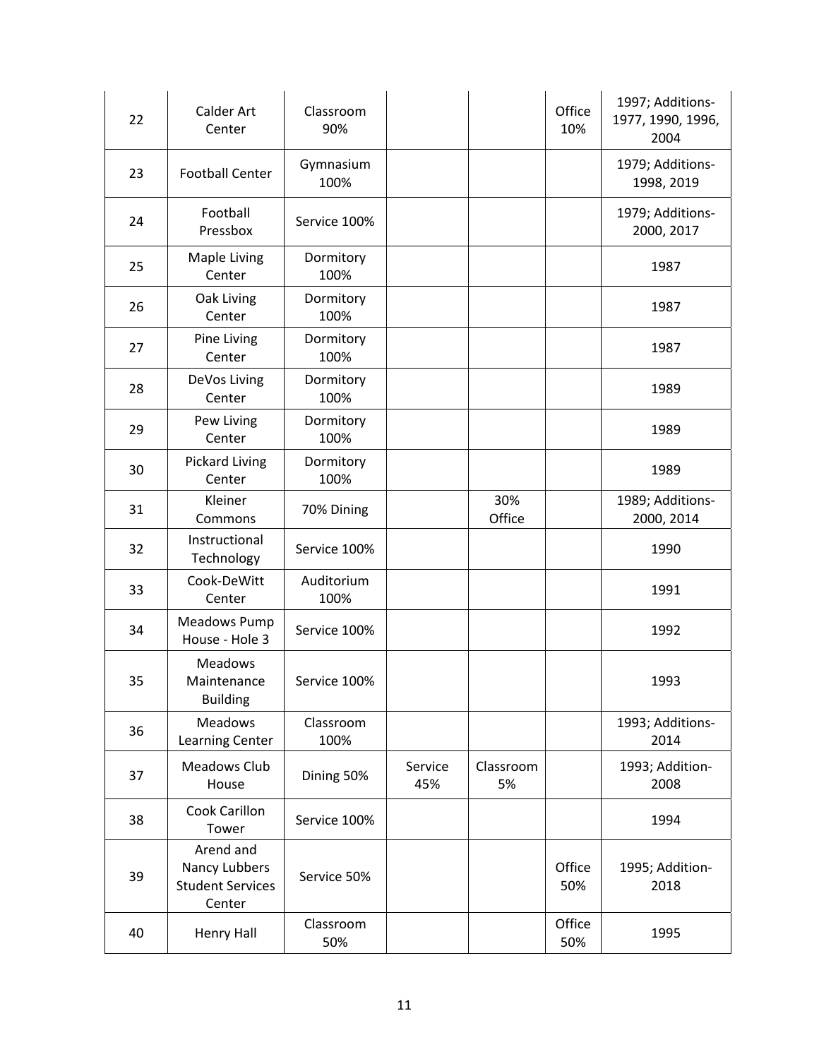| 22 | Calder Art Center | Classroom 90% | | | Office 10% | 1997; Additions- 1977, 1990, 1996, 2004 |
|---|---|---|---|---|---|---|
| 23 | Football Center | Gymnasium 100% | | | | 1979; Additions- 1998, 2019 |
| 24 | Football Pressbox | Service 100% | | | | 1979; Additions- 2000, 2017 |
| 25 | Maple Living Center | Dormitory 100% | | | | 1987 |
| 26 | Oak Living Center | Dormitory 100% | | | | 1987 |
| 27 | Pine Living Center | Dormitory 100% | | | | 1987 |
| 28 | DeVos Living Center | Dormitory 100% | | | | 1989 |
| 29 | Pew Living Center | Dormitory 100% | | | | 1989 |
| 30 | Pickard Living Center | Dormitory 100% | | | | 1989 |
| 31 | Kleiner Commons | 70% Dining | | 30% Office | | 1989; Additions- 2000, 2014 |
| 32 | Instructional Technology | Service 100% | | | | 1990 |
| 33 | Cook-DeWitt Center | Auditorium 100% | | | | 1991 |
| 34 | Meadows Pump House - Hole 3 | Service 100% | | | | 1992 |
| 35 | Meadows Maintenance Building | Service 100% | | | | 1993 |
| 36 | Meadows Learning Center | Classroom 100% | | | | 1993; Additions- 2014 |
| 37 | Meadows Club House | Dining 50% | Service 45% | Classroom 5% | | 1993; Addition- 2008 |
| 38 | Cook Carillon Tower | Service 100% | | | | 1994 |
| 39 | Arend and Nancy Lubbers Student Services Center | Service 50% | | | Office 50% | 1995; Addition- 2018 |
| 40 | Henry Hall | Classroom 50% | | | Office 50% | 1995 |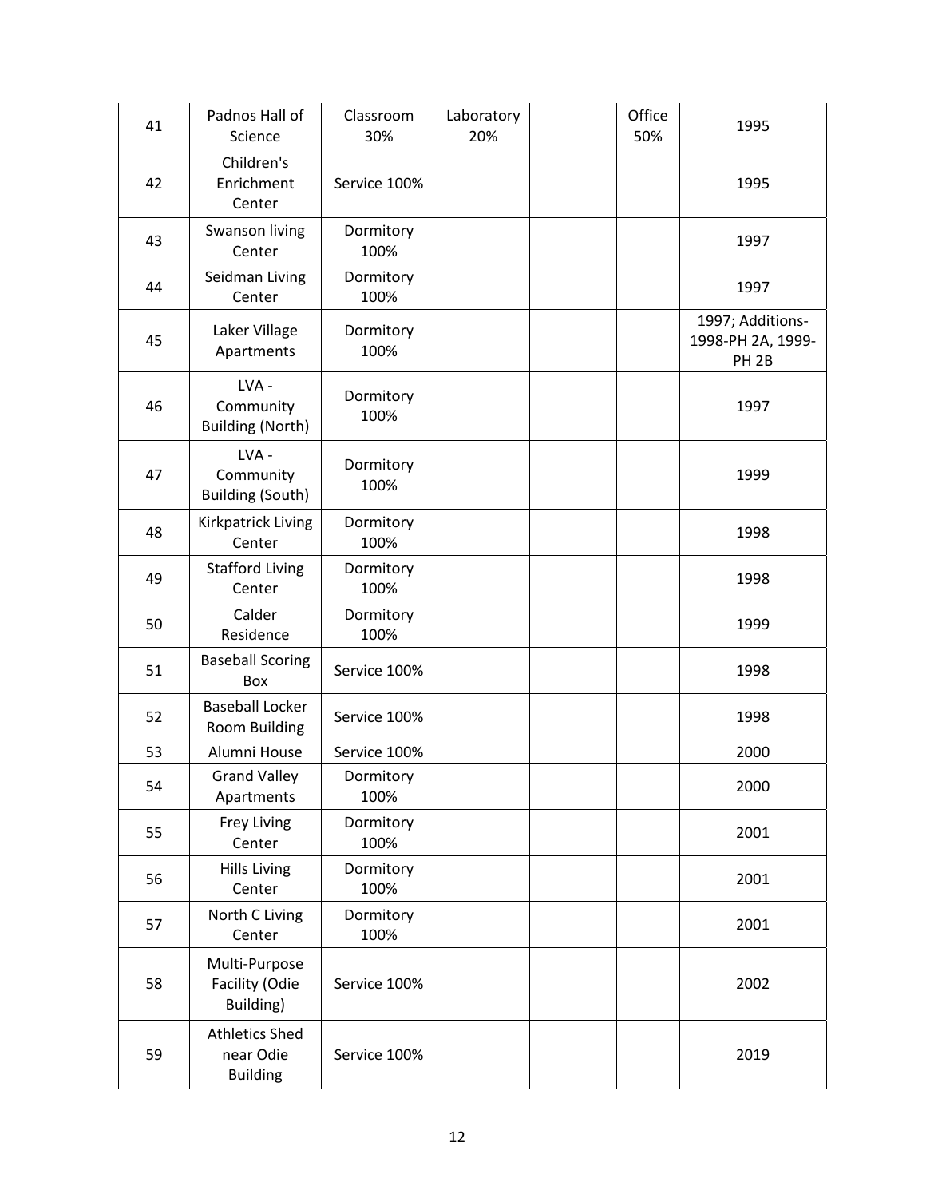| 41 | Padnos Hall of Science | Classroom 30% | Laboratory 20% | | Office 50% | 1995 |
|---|---|---|---|---|---|---|
| 42 | Children's Enrichment Center | Service 100% | | | | 1995 |
| 43 | Swanson living Center | Dormitory 100% | | | | 1997 |
| 44 | Seidman Living Center | Dormitory 100% | | | | 1997 |
| 45 | Laker Village Apartments | Dormitory 100% | | | | 1997; Additions- 1998-PH 2A, 1999- PH 2B |
| 46 | LVA - Community Building (North) | Dormitory 100% | | | | 1997 |
| 47 | LVA - Community Building (South) | Dormitory 100% | | | | 1999 |
| 48 | Kirkpatrick Living Center | Dormitory 100% | | | | 1998 |
| 49 | Stafford Living Center | Dormitory 100% | | | | 1998 |
| 50 | Calder Residence | Dormitory 100% | | | | 1999 |
| 51 | Baseball Scoring Box | Service 100% | | | | 1998 |
| 52 | Baseball Locker Room Building | Service 100% | | | | 1998 |
| 53 | Alumni House | Service 100% | | | | 2000 |
| 54 | Grand Valley Apartments | Dormitory 100% | | | | 2000 |
| 55 | Frey Living Center | Dormitory 100% | | | | 2001 |
| 56 | Hills Living Center | Dormitory 100% | | | | 2001 |
| 57 | North C Living Center | Dormitory 100% | | | | 2001 |
| 58 | Multi-Purpose Facility (Odie Building) | Service 100% | | | | 2002 |
| 59 | Athletics Shed near Odie Building | Service 100% | | | | 2019 |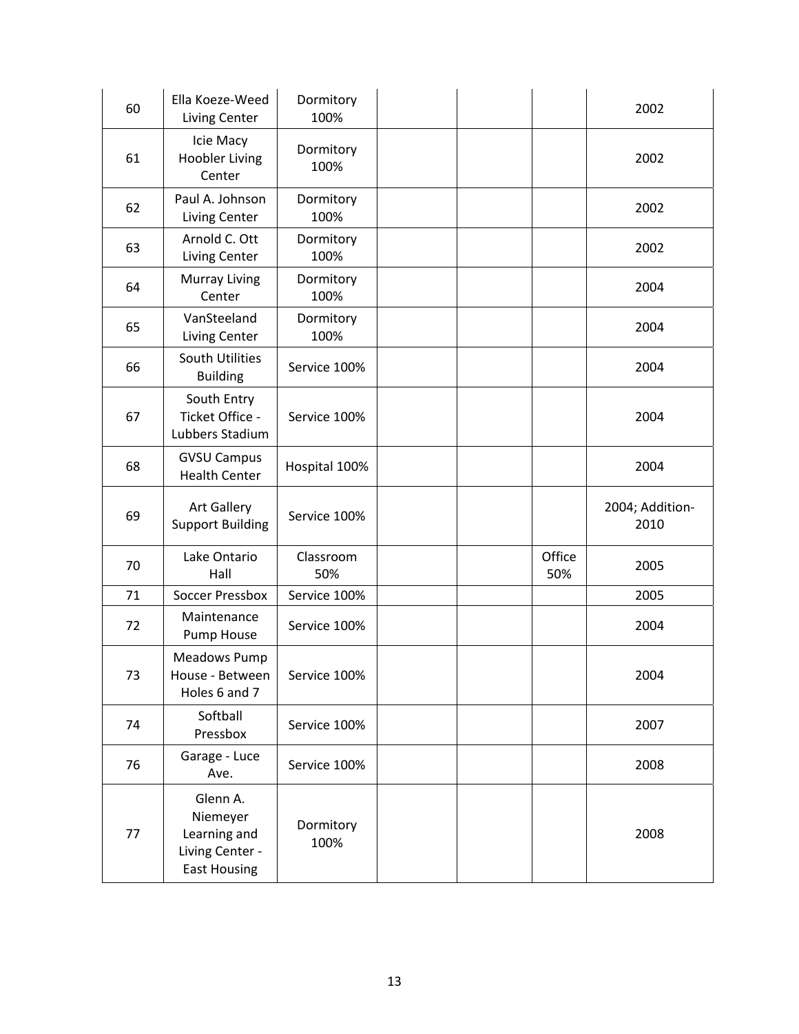| 60 | Ella Koeze-Weed Living Center | Dormitory 100% | | | | 2002 |
|---|---|---|---|---|---|---|
| 61 | Icie Macy Hoobler Living Center | Dormitory 100% | | | | 2002 |
| 62 | Paul A. Johnson Living Center | Dormitory 100% | | | | 2002 |
| 63 | Arnold C. Ott Living Center | Dormitory 100% | | | | 2002 |
| 64 | Murray Living Center | Dormitory 100% | | | | 2004 |
| 65 | VanSteeland Living Center | Dormitory 100% | | | | 2004 |
| 66 | South Utilities Building | Service 100% | | | | 2004 |
| 67 | South Entry Ticket Office - Lubbers Stadium | Service 100% | | | | 2004 |
| 68 | GVSU Campus Health Center | Hospital 100% | | | | 2004 |
| 69 | Art Gallery Support Building | Service 100% | | | | 2004; Addition-2010 |
| 70 | Lake Ontario Hall | Classroom 50% | | | Office 50% | 2005 |
| 71 | Soccer Pressbox | Service 100% | | | | 2005 |
| 72 | Maintenance Pump House | Service 100% | | | | 2004 |
| 73 | Meadows Pump House - Between Holes 6 and 7 | Service 100% | | | | 2004 |
| 74 | Softball Pressbox | Service 100% | | | | 2007 |
| 76 | Garage - Luce Ave. | Service 100% | | | | 2008 |
| 77 | Glenn A. Niemeyer Learning and Living Center - East Housing | Dormitory 100% | | | | 2008 |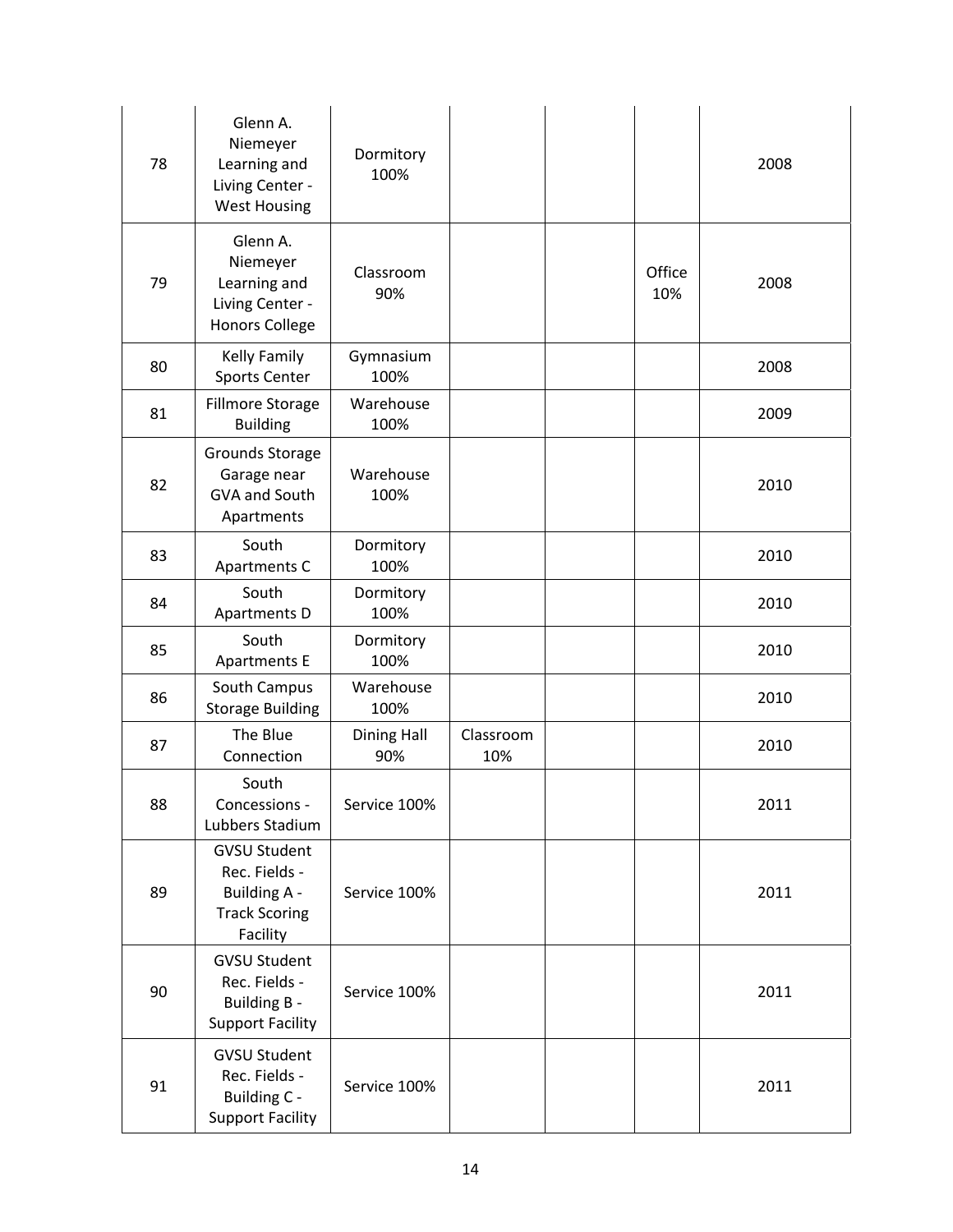| | | | | | | |
|---|---|---|---|---|---|---|
| 78 | Glenn A. Niemeyer Learning and Living Center - West Housing | Dormitory 100% | | | | 2008 |
| 79 | Glenn A. Niemeyer Learning and Living Center - Honors College | Classroom 90% | | | Office 10% | 2008 |
| 80 | Kelly Family Sports Center | Gymnasium 100% | | | | 2008 |
| 81 | Fillmore Storage Building | Warehouse 100% | | | | 2009 |
| 82 | Grounds Storage Garage near GVA and South Apartments | Warehouse 100% | | | | 2010 |
| 83 | South Apartments C | Dormitory 100% | | | | 2010 |
| 84 | South Apartments D | Dormitory 100% | | | | 2010 |
| 85 | South Apartments E | Dormitory 100% | | | | 2010 |
| 86 | South Campus Storage Building | Warehouse 100% | | | | 2010 |
| 87 | The Blue Connection | Dining Hall 90% | Classroom 10% | | | 2010 |
| 88 | South Concessions - Lubbers Stadium | Service 100% | | | | 2011 |
| 89 | GVSU Student Rec. Fields - Building A - Track Scoring Facility | Service 100% | | | | 2011 |
| 90 | GVSU Student Rec. Fields - Building B - Support Facility | Service 100% | | | | 2011 |
| 91 | GVSU Student Rec. Fields - Building C - Support Facility | Service 100% | | | | 2011 |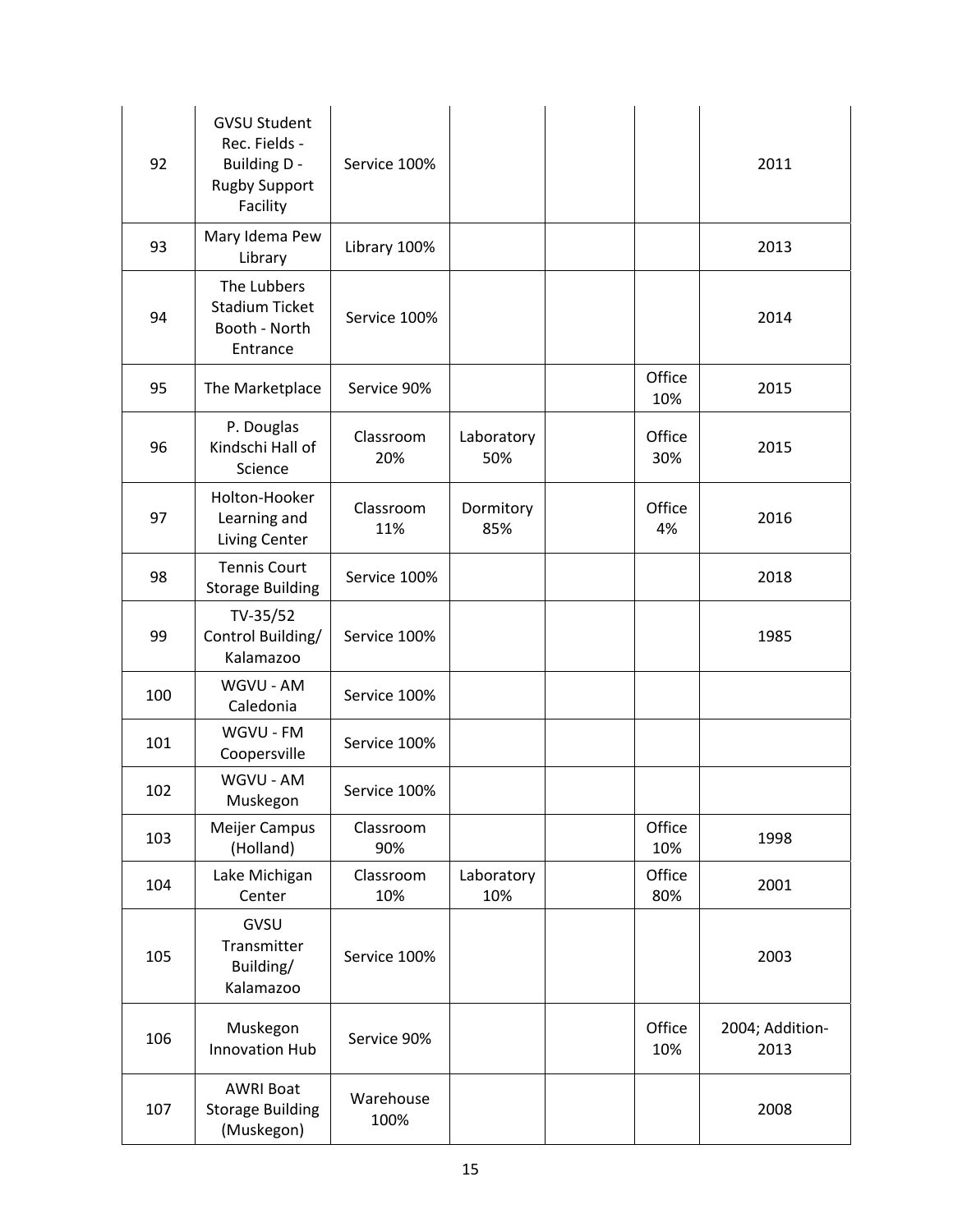| 92 | GVSU Student Rec. Fields - Building D - Rugby Support Facility | Service 100% | | | | 2011 |
|---|---|---|---|---|---|---|
| 93 | Mary Idema Pew Library | Library 100% | | | | 2013 |
| 94 | The Lubbers Stadium Ticket Booth - North Entrance | Service 100% | | | | 2014 |
| 95 | The Marketplace | Service 90% | | | Office 10% | 2015 |
| 96 | P. Douglas Kindschi Hall of Science | Classroom 20% | Laboratory 50% | | Office 30% | 2015 |
| 97 | Holton-Hooker Learning and Living Center | Classroom 11% | Dormitory 85% | | Office 4% | 2016 |
| 98 | Tennis Court Storage Building | Service 100% | | | | 2018 |
| 99 | TV-35/52 Control Building/ Kalamazoo | Service 100% | | | | 1985 |
| 100 | WGVU - AM Caledonia | Service 100% | | | | |
| 101 | WGVU - FM Coopersville | Service 100% | | | | |
| 102 | WGVU - AM Muskegon | Service 100% | | | | |
| 103 | Meijer Campus (Holland) | Classroom 90% | | | Office 10% | 1998 |
| 104 | Lake Michigan Center | Classroom 10% | Laboratory 10% | | Office 80% | 2001 |
| 105 | GVSU Transmitter Building/ Kalamazoo | Service 100% | | | | 2003 |
| 106 | Muskegon Innovation Hub | Service 90% | | | Office 10% | 2004; Addition-2013 |
| 107 | AWRI Boat Storage Building (Muskegon) | Warehouse 100% | | | | 2008 |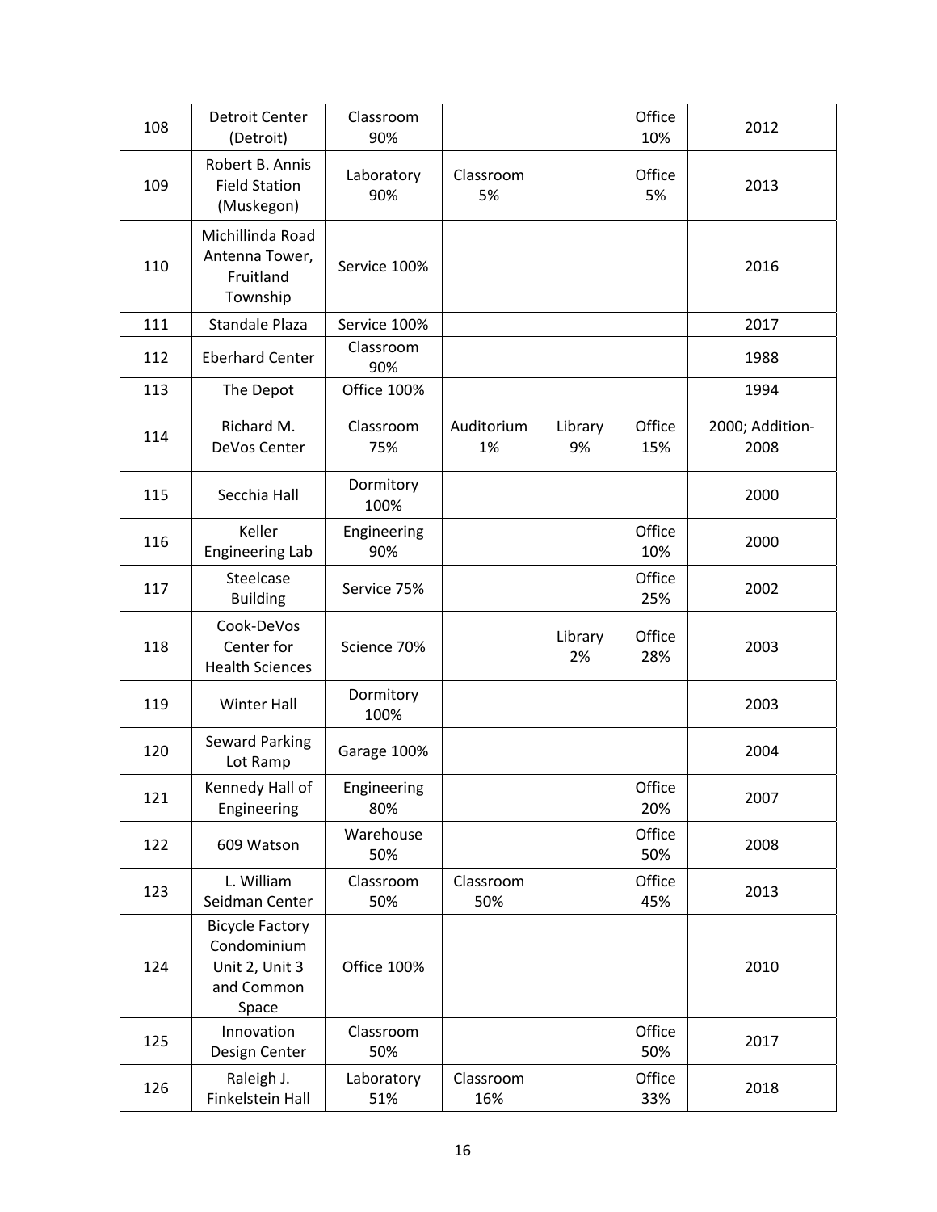| 108 | Detroit Center (Detroit) | Classroom 90% | | | Office 10% | 2012 |
|---|---|---|---|---|---|---|
| 109 | Robert B. Annis Field Station (Muskegon) | Laboratory 90% | Classroom 5% | | Office 5% | 2013 |
| 110 | Michillinda Road Antenna Tower, Fruitland Township | Service 100% | | | | 2016 |
| 111 | Standale Plaza | Service 100% | | | | 2017 |
| 112 | Eberhard Center | Classroom 90% | | | | 1988 |
| 113 | The Depot | Office 100% | | | | 1994 |
| 114 | Richard M. DeVos Center | Classroom 75% | Auditorium 1% | Library 9% | Office 15% | 2000; Addition- 2008 |
| 115 | Secchia Hall | Dormitory 100% | | | | 2000 |
| 116 | Keller Engineering Lab | Engineering 90% | | | Office 10% | 2000 |
| 117 | Steelcase Building | Service 75% | | | Office 25% | 2002 |
| 118 | Cook-DeVos Center for Health Sciences | Science 70% | | Library 2% | Office 28% | 2003 |
| 119 | Winter Hall | Dormitory 100% | | | | 2003 |
| 120 | Seward Parking Lot Ramp | Garage 100% | | | | 2004 |
| 121 | Kennedy Hall of Engineering | Engineering 80% | | | Office 20% | 2007 |
| 122 | 609 Watson | Warehouse 50% | | | Office 50% | 2008 |
| 123 | L. William Seidman Center | Classroom 50% | Classroom 50% | | Office 45% | 2013 |
| 124 | Bicycle Factory Condominium Unit 2, Unit 3 and Common Space | Office 100% | | | | 2010 |
| 125 | Innovation Design Center | Classroom 50% | | | Office 50% | 2017 |
| 126 | Raleigh J. Finkelstein Hall | Laboratory 51% | Classroom 16% | | Office 33% | 2018 |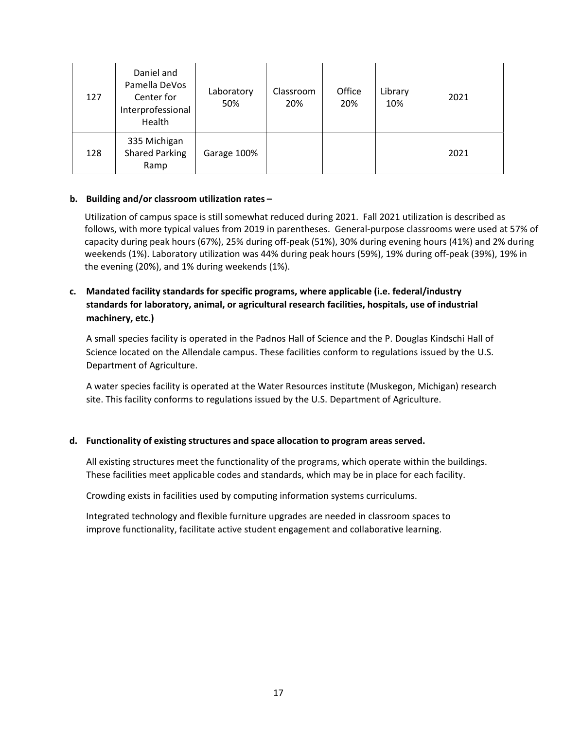| 127 | Daniel and Pamella DeVos Center for Interprofessional Health | Laboratory 50% | Classroom 20% | Office 20% | Library 10% | 2021 |
|---|---|---|---|---|---|---|
| 128 | 335 Michigan Shared Parking Ramp | Garage 100% | | | | 2021 |

**b. Building and/or classroom utilization rates –**

Utilization of campus space is still somewhat reduced during 2021. Fall 2021 utilization is described as follows, with more typical values from 2019 in parentheses. General-purpose classrooms were used at 57% of capacity during peak hours (67%), 25% during off-peak (51%), 30% during evening hours (41%) and 2% during weekends (1%). Laboratory utilization was 44% during peak hours (59%), 19% during off-peak (39%), 19% in the evening (20%), and 1% during weekends (1%).

**c. Mandated facility standards for specific programs, where applicable (i.e. federal/industry standards for laboratory, animal, or agricultural research facilities, hospitals, use of industrial machinery, etc.)**

A small species facility is operated in the Padnos Hall of Science and the P. Douglas Kindschi Hall of Science located on the Allendale campus. These facilities conform to regulations issued by the U.S. Department of Agriculture.

A water species facility is operated at the Water Resources institute (Muskegon, Michigan) research site. This facility conforms to regulations issued by the U.S. Department of Agriculture.

**d. Functionality of existing structures and space allocation to program areas served.**

All existing structures meet the functionality of the programs, which operate within the buildings. These facilities meet applicable codes and standards, which may be in place for each facility.

Crowding exists in facilities used by computing information systems curriculums.

Integrated technology and flexible furniture upgrades are needed in classroom spaces to improve functionality, facilitate active student engagement and collaborative learning.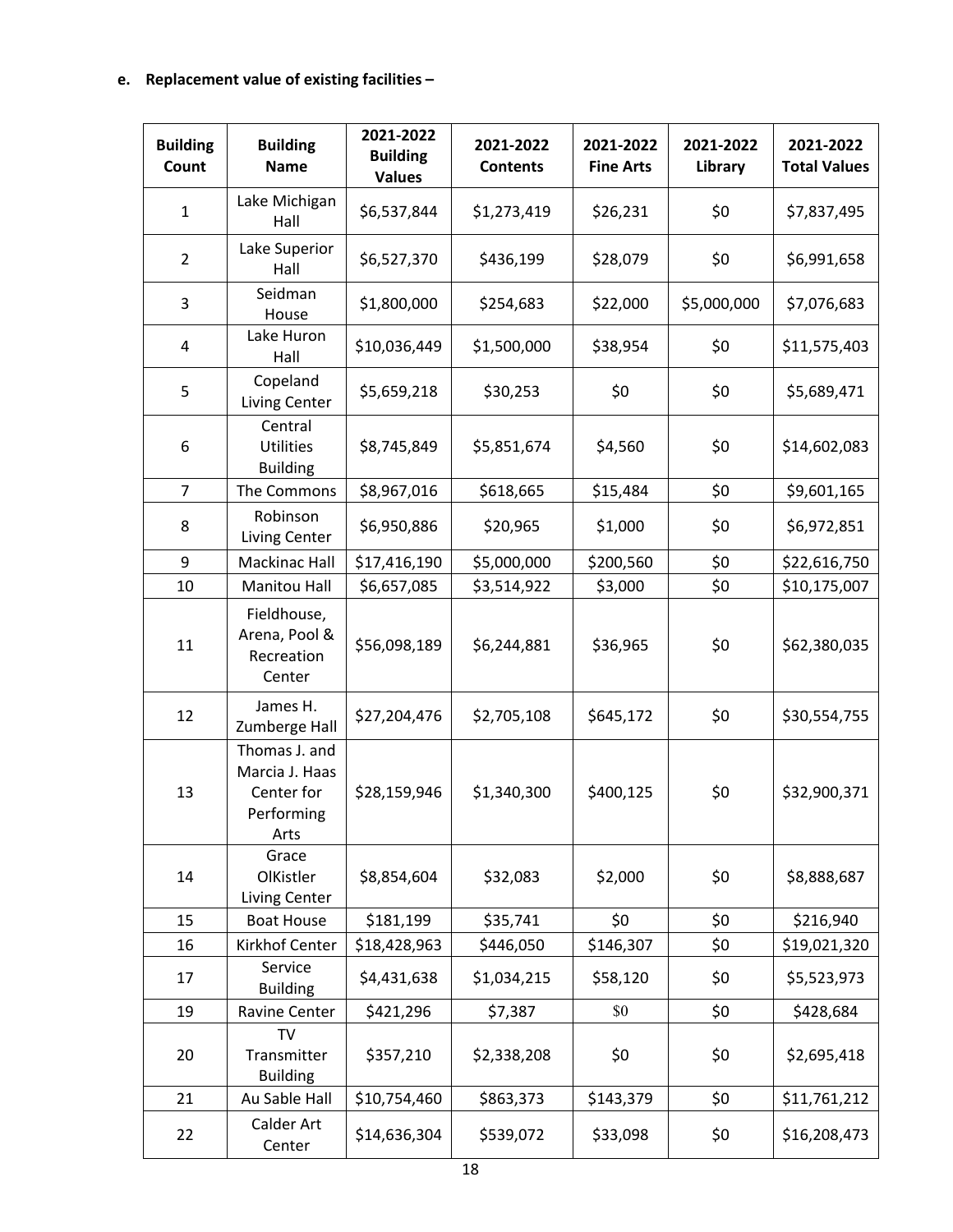**e. Replacement value of existing facilities –**

| Building Count | Building Name | 2021-2022 Building Values | 2021-2022 Contents | 2021-2022 Fine Arts | 2021-2022 Library | 2021-2022 Total Values |
|---|---|---|---|---|---|---|
| 1 | Lake Michigan Hall | $6,537,844 | $1,273,419 | $26,231 | $0 | $7,837,495 |
| 2 | Lake Superior Hall | $6,527,370 | $436,199 | $28,079 | $0 | $6,991,658 |
| 3 | Seidman House | $1,800,000 | $254,683 | $22,000 | $5,000,000 | $7,076,683 |
| 4 | Lake Huron Hall | $10,036,449 | $1,500,000 | $38,954 | $0 | $11,575,403 |
| 5 | Copeland Living Center | $5,659,218 | $30,253 | $0 | $0 | $5,689,471 |
| 6 | Central Utilities Building | $8,745,849 | $5,851,674 | $4,560 | $0 | $14,602,083 |
| 7 | The Commons | $8,967,016 | $618,665 | $15,484 | $0 | $9,601,165 |
| 8 | Robinson Living Center | $6,950,886 | $20,965 | $1,000 | $0 | $6,972,851 |
| 9 | Mackinac Hall | $17,416,190 | $5,000,000 | $200,560 | $0 | $22,616,750 |
| 10 | Manitou Hall | $6,657,085 | $3,514,922 | $3,000 | $0 | $10,175,007 |
| 11 | Fieldhouse, Arena, Pool & Recreation Center | $56,098,189 | $6,244,881 | $36,965 | $0 | $62,380,035 |
| 12 | James H. Zumberge Hall | $27,204,476 | $2,705,108 | $645,172 | $0 | $30,554,755 |
| 13 | Thomas J. and Marcia J. Haas Center for Performing Arts | $28,159,946 | $1,340,300 | $400,125 | $0 | $32,900,371 |
| 14 | Grace OlKistler Living Center | $8,854,604 | $32,083 | $2,000 | $0 | $8,888,687 |
| 15 | Boat House | $181,199 | $35,741 | $0 | $0 | $216,940 |
| 16 | Kirkhof Center | $18,428,963 | $446,050 | $146,307 | $0 | $19,021,320 |
| 17 | Service Building | $4,431,638 | $1,034,215 | $58,120 | $0 | $5,523,973 |
| 19 | Ravine Center | $421,296 | $7,387 | $0 | $0 | $428,684 |
| 20 | TV Transmitter Building | $357,210 | $2,338,208 | $0 | $0 | $2,695,418 |
| 21 | Au Sable Hall | $10,754,460 | $863,373 | $143,379 | $0 | $11,761,212 |
| 22 | Calder Art Center | $14,636,304 | $539,072 | $33,098 | $0 | $16,208,473 |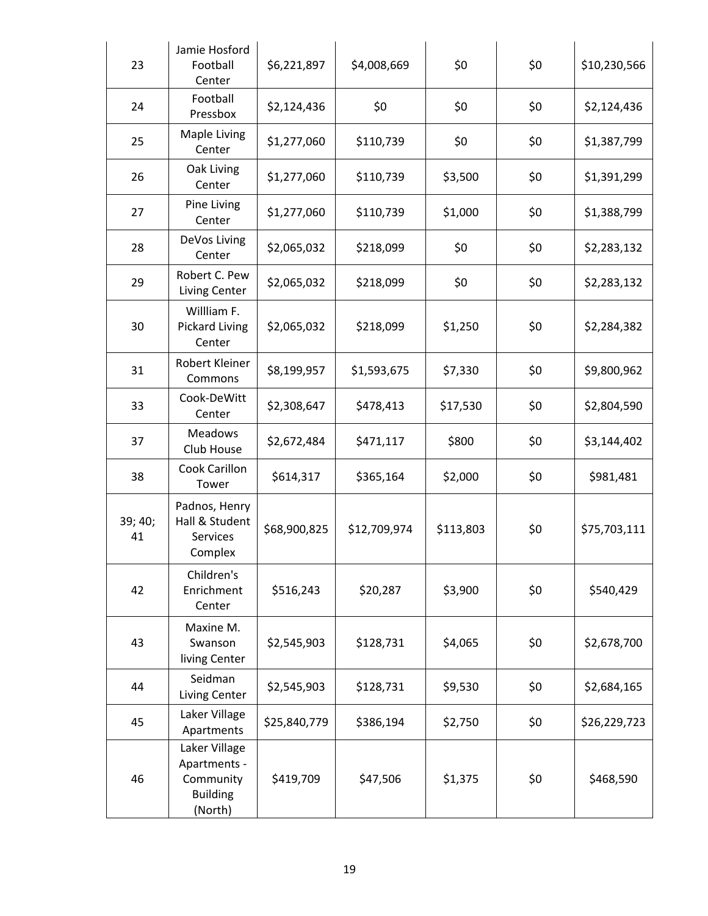| 23 | Jamie Hosford Football Center | $6,221,897 | $4,008,669 | $0 | $0 | $10,230,566 |
|---|---|---|---|---|---|---|
| 24 | Football Pressbox | $2,124,436 | $0 | $0 | $0 | $2,124,436 |
| 25 | Maple Living Center | $1,277,060 | $110,739 | $0 | $0 | $1,387,799 |
| 26 | Oak Living Center | $1,277,060 | $110,739 | $3,500 | $0 | $1,391,299 |
| 27 | Pine Living Center | $1,277,060 | $110,739 | $1,000 | $0 | $1,388,799 |
| 28 | DeVos Living Center | $2,065,032 | $218,099 | $0 | $0 | $2,283,132 |
| 29 | Robert C. Pew Living Center | $2,065,032 | $218,099 | $0 | $0 | $2,283,132 |
| 30 | Willliam F. Pickard Living Center | $2,065,032 | $218,099 | $1,250 | $0 | $2,284,382 |
| 31 | Robert Kleiner Commons | $8,199,957 | $1,593,675 | $7,330 | $0 | $9,800,962 |
| 33 | Cook-DeWitt Center | $2,308,647 | $478,413 | $17,530 | $0 | $2,804,590 |
| 37 | Meadows Club House | $2,672,484 | $471,117 | $800 | $0 | $3,144,402 |
| 38 | Cook Carillon Tower | $614,317 | $365,164 | $2,000 | $0 | $981,481 |
| 39; 40; 41 | Padnos, Henry Hall & Student Services Complex | $68,900,825 | $12,709,974 | $113,803 | $0 | $75,703,111 |
| 42 | Children's Enrichment Center | $516,243 | $20,287 | $3,900 | $0 | $540,429 |
| 43 | Maxine M. Swanson living Center | $2,545,903 | $128,731 | $4,065 | $0 | $2,678,700 |
| 44 | Seidman Living Center | $2,545,903 | $128,731 | $9,530 | $0 | $2,684,165 |
| 45 | Laker Village Apartments | $25,840,779 | $386,194 | $2,750 | $0 | $26,229,723 |
| 46 | Laker Village Apartments - Community Building (North) | $419,709 | $47,506 | $1,375 | $0 | $468,590 |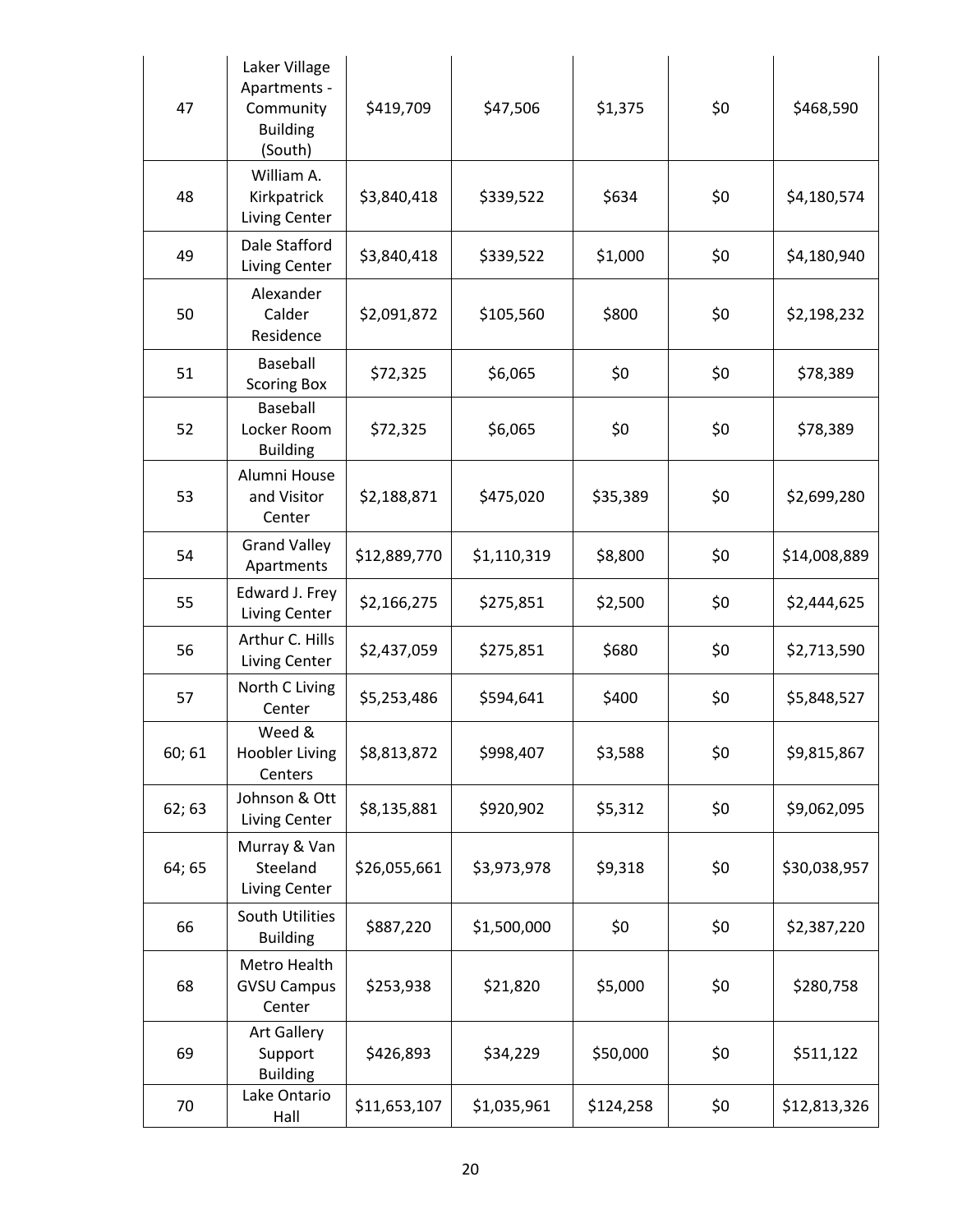| | | | | | | |
|---|---|---|---|---|---|---|
| 47 | Laker Village Apartments - Community Building (South) | $419,709 | $47,506 | $1,375 | $0 | $468,590 |
| 48 | William A. Kirkpatrick Living Center | $3,840,418 | $339,522 | $634 | $0 | $4,180,574 |
| 49 | Dale Stafford Living Center | $3,840,418 | $339,522 | $1,000 | $0 | $4,180,940 |
| 50 | Alexander Calder Residence | $2,091,872 | $105,560 | $800 | $0 | $2,198,232 |
| 51 | Baseball Scoring Box | $72,325 | $6,065 | $0 | $0 | $78,389 |
| 52 | Baseball Locker Room Building | $72,325 | $6,065 | $0 | $0 | $78,389 |
| 53 | Alumni House and Visitor Center | $2,188,871 | $475,020 | $35,389 | $0 | $2,699,280 |
| 54 | Grand Valley Apartments | $12,889,770 | $1,110,319 | $8,800 | $0 | $14,008,889 |
| 55 | Edward J. Frey Living Center | $2,166,275 | $275,851 | $2,500 | $0 | $2,444,625 |
| 56 | Arthur C. Hills Living Center | $2,437,059 | $275,851 | $680 | $0 | $2,713,590 |
| 57 | North C Living Center | $5,253,486 | $594,641 | $400 | $0 | $5,848,527 |
| 60; 61 | Weed & Hoobler Living Centers | $8,813,872 | $998,407 | $3,588 | $0 | $9,815,867 |
| 62; 63 | Johnson & Ott Living Center | $8,135,881 | $920,902 | $5,312 | $0 | $9,062,095 |
| 64; 65 | Murray & Van Steeland Living Center | $26,055,661 | $3,973,978 | $9,318 | $0 | $30,038,957 |
| 66 | South Utilities Building | $887,220 | $1,500,000 | $0 | $0 | $2,387,220 |
| 68 | Metro Health GVSU Campus Center | $253,938 | $21,820 | $5,000 | $0 | $280,758 |
| 69 | Art Gallery Support Building | $426,893 | $34,229 | $50,000 | $0 | $511,122 |
| 70 | Lake Ontario Hall | $11,653,107 | $1,035,961 | $124,258 | $0 | $12,813,326 |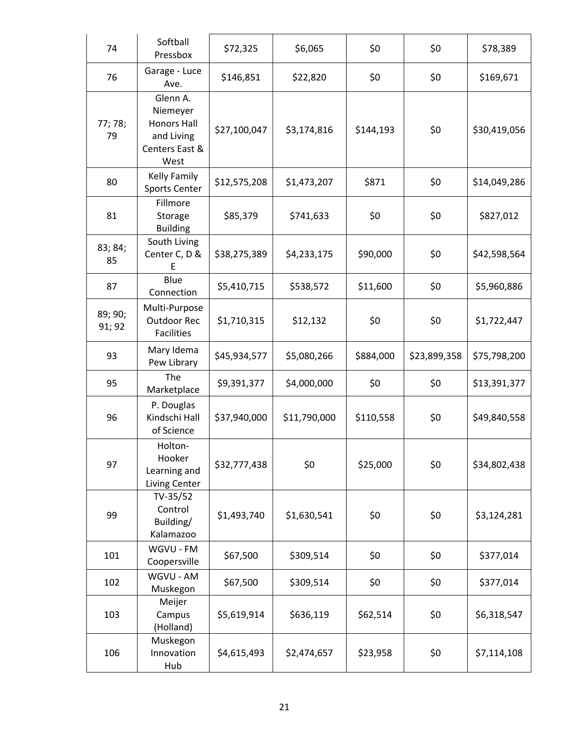| 74 | Softball Pressbox | $72,325 | $6,065 | $0 | $0 | $78,389 |
|---|---|---|---|---|---|---|
| 76 | Garage - Luce Ave. | $146,851 | $22,820 | $0 | $0 | $169,671 |
| 77; 78; 79 | Glenn A. Niemeyer Honors Hall and Living Centers East & West | $27,100,047 | $3,174,816 | $144,193 | $0 | $30,419,056 |
| 80 | Kelly Family Sports Center | $12,575,208 | $1,473,207 | $871 | $0 | $14,049,286 |
| 81 | Fillmore Storage Building | $85,379 | $741,633 | $0 | $0 | $827,012 |
| 83; 84; 85 | South Living Center C, D & E | $38,275,389 | $4,233,175 | $90,000 | $0 | $42,598,564 |
| 87 | Blue Connection | $5,410,715 | $538,572 | $11,600 | $0 | $5,960,886 |
| 89; 90; 91; 92 | Multi-Purpose Outdoor Rec Facilities | $1,710,315 | $12,132 | $0 | $0 | $1,722,447 |
| 93 | Mary Idema Pew Library | $45,934,577 | $5,080,266 | $884,000 | $23,899,358 | $75,798,200 |
| 95 | The Marketplace | $9,391,377 | $4,000,000 | $0 | $0 | $13,391,377 |
| 96 | P. Douglas Kindschi Hall of Science | $37,940,000 | $11,790,000 | $110,558 | $0 | $49,840,558 |
| 97 | Holton-Hooker Learning and Living Center | $32,777,438 | $0 | $25,000 | $0 | $34,802,438 |
| 99 | TV-35/52 Control Building/ Kalamazoo | $1,493,740 | $1,630,541 | $0 | $0 | $3,124,281 |
| 101 | WGVU - FM Coopersville | $67,500 | $309,514 | $0 | $0 | $377,014 |
| 102 | WGVU - AM Muskegon | $67,500 | $309,514 | $0 | $0 | $377,014 |
| 103 | Meijer Campus (Holland) | $5,619,914 | $636,119 | $62,514 | $0 | $6,318,547 |
| 106 | Muskegon Innovation Hub | $4,615,493 | $2,474,657 | $23,958 | $0 | $7,114,108 |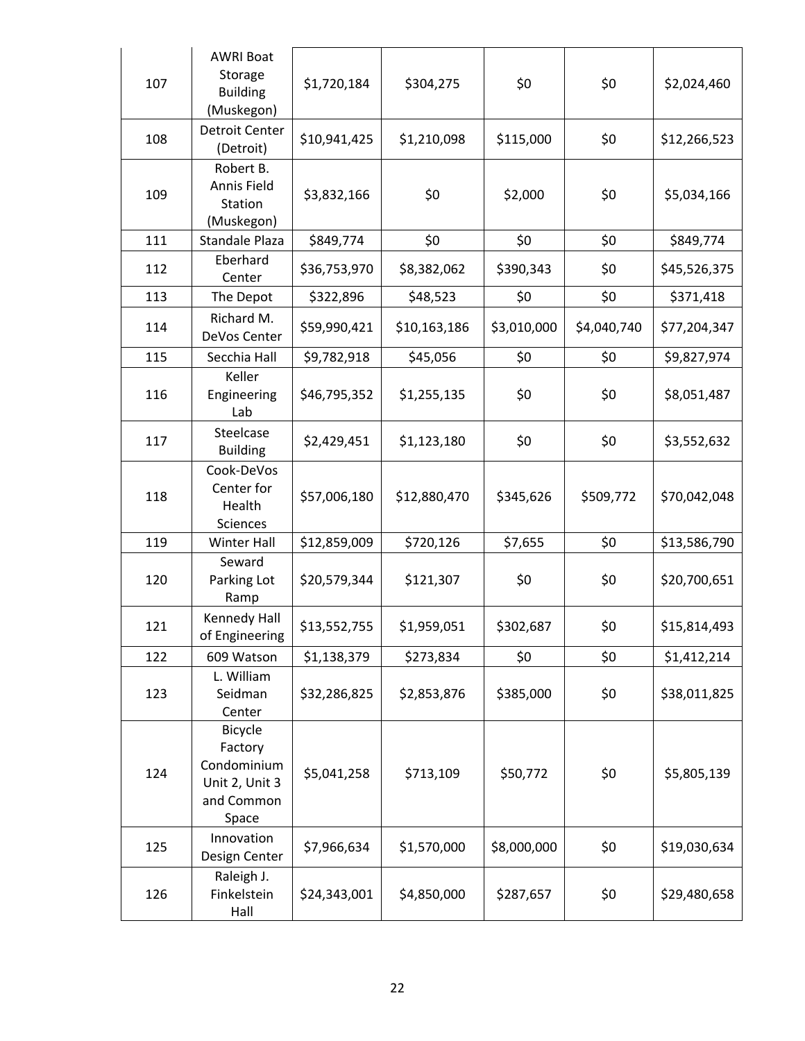| 107 | AWRI Boat Storage Building (Muskegon) | $1,720,184 | $304,275 | $0 | $0 | $2,024,460 |
|---|---|---|---|---|---|---|
| 108 | Detroit Center (Detroit) | $10,941,425 | $1,210,098 | $115,000 | $0 | $12,266,523 |
| 109 | Robert B. Annis Field Station (Muskegon) | $3,832,166 | $0 | $2,000 | $0 | $5,034,166 |
| 111 | Standale Plaza | $849,774 | $0 | $0 | $0 | $849,774 |
| 112 | Eberhard Center | $36,753,970 | $8,382,062 | $390,343 | $0 | $45,526,375 |
| 113 | The Depot | $322,896 | $48,523 | $0 | $0 | $371,418 |
| 114 | Richard M. DeVos Center | $59,990,421 | $10,163,186 | $3,010,000 | $4,040,740 | $77,204,347 |
| 115 | Secchia Hall | $9,782,918 | $45,056 | $0 | $0 | $9,827,974 |
| 116 | Keller Engineering Lab | $46,795,352 | $1,255,135 | $0 | $0 | $8,051,487 |
| 117 | Steelcase Building | $2,429,451 | $1,123,180 | $0 | $0 | $3,552,632 |
| 118 | Cook-DeVos Center for Health Sciences | $57,006,180 | $12,880,470 | $345,626 | $509,772 | $70,042,048 |
| 119 | Winter Hall | $12,859,009 | $720,126 | $7,655 | $0 | $13,586,790 |
| 120 | Seward Parking Lot Ramp | $20,579,344 | $121,307 | $0 | $0 | $20,700,651 |
| 121 | Kennedy Hall of Engineering | $13,552,755 | $1,959,051 | $302,687 | $0 | $15,814,493 |
| 122 | 609 Watson | $1,138,379 | $273,834 | $0 | $0 | $1,412,214 |
| 123 | L. William Seidman Center | $32,286,825 | $2,853,876 | $385,000 | $0 | $38,011,825 |
| 124 | Bicycle Factory Condominium Unit 2, Unit 3 and Common Space | $5,041,258 | $713,109 | $50,772 | $0 | $5,805,139 |
| 125 | Innovation Design Center | $7,966,634 | $1,570,000 | $8,000,000 | $0 | $19,030,634 |
| 126 | Raleigh J. Finkelstein Hall | $24,343,001 | $4,850,000 | $287,657 | $0 | $29,480,658 |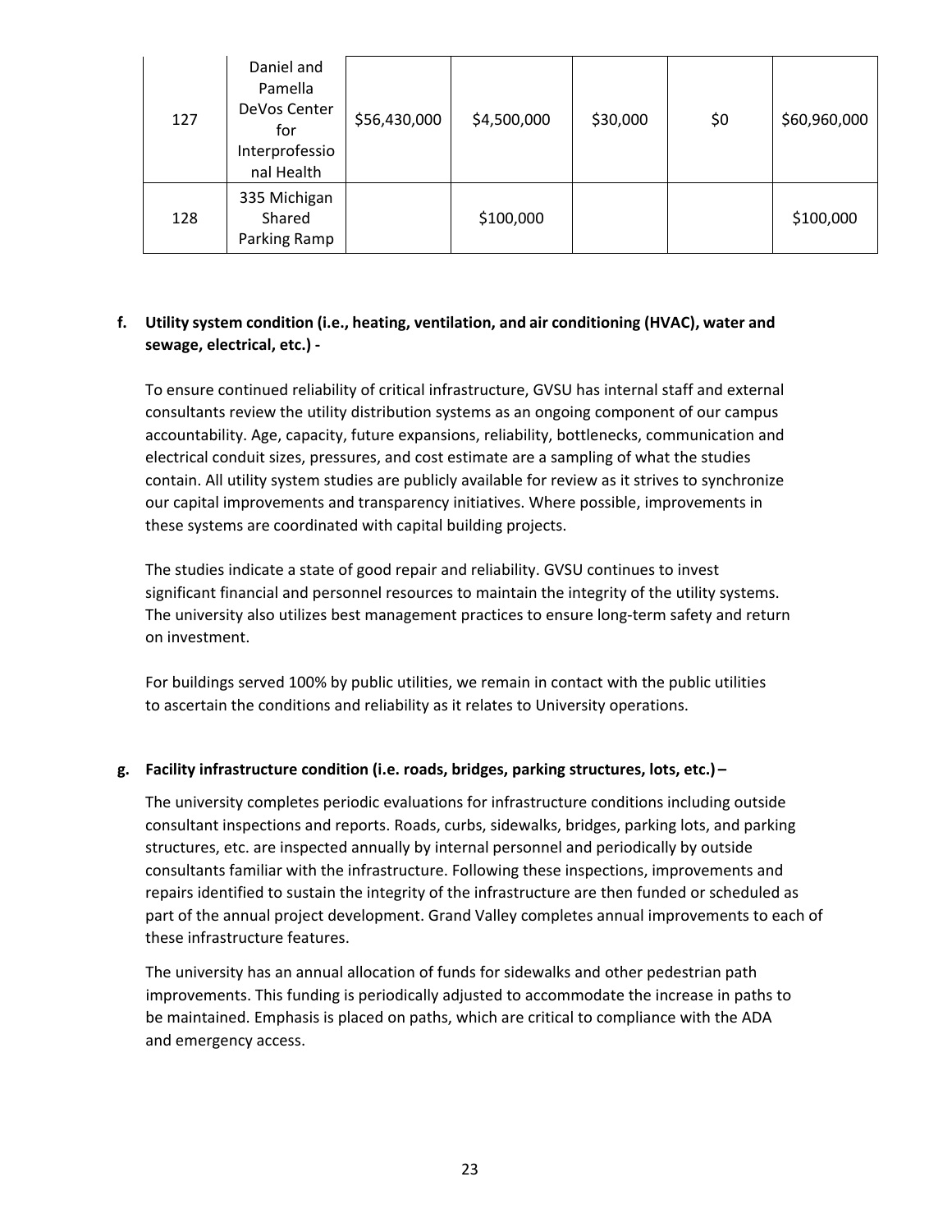| 127 | Daniel and Pamella DeVos Center for Interprofessional Health | $56,430,000 | $4,500,000 | $30,000 | $0 | $60,960,000 |
|---|---|---|---|---|---|---|
| 128 | 335 Michigan Shared Parking Ramp | | $100,000 | | | $100,000 |

**f. Utility system condition (i.e., heating, ventilation, and air conditioning (HVAC), water and sewage, electrical, etc.) -**

To ensure continued reliability of critical infrastructure, GVSU has internal staff and external consultants review the utility distribution systems as an ongoing component of our campus accountability. Age, capacity, future expansions, reliability, bottlenecks, communication and electrical conduit sizes, pressures, and cost estimate are a sampling of what the studies contain. All utility system studies are publicly available for review as it strives to synchronize our capital improvements and transparency initiatives. Where possible, improvements in these systems are coordinated with capital building projects.

The studies indicate a state of good repair and reliability. GVSU continues to invest significant financial and personnel resources to maintain the integrity of the utility systems. The university also utilizes best management practices to ensure long-term safety and return on investment.

For buildings served 100% by public utilities, we remain in contact with the public utilities to ascertain the conditions and reliability as it relates to University operations.

**g. Facility infrastructure condition (i.e. roads, bridges, parking structures, lots, etc.) –**

The university completes periodic evaluations for infrastructure conditions including outside consultant inspections and reports. Roads, curbs, sidewalks, bridges, parking lots, and parking structures, etc. are inspected annually by internal personnel and periodically by outside consultants familiar with the infrastructure. Following these inspections, improvements and repairs identified to sustain the integrity of the infrastructure are then funded or scheduled as part of the annual project development. Grand Valley completes annual improvements to each of these infrastructure features.

The university has an annual allocation of funds for sidewalks and other pedestrian path improvements. This funding is periodically adjusted to accommodate the increase in paths to be maintained. Emphasis is placed on paths, which are critical to compliance with the ADA and emergency access.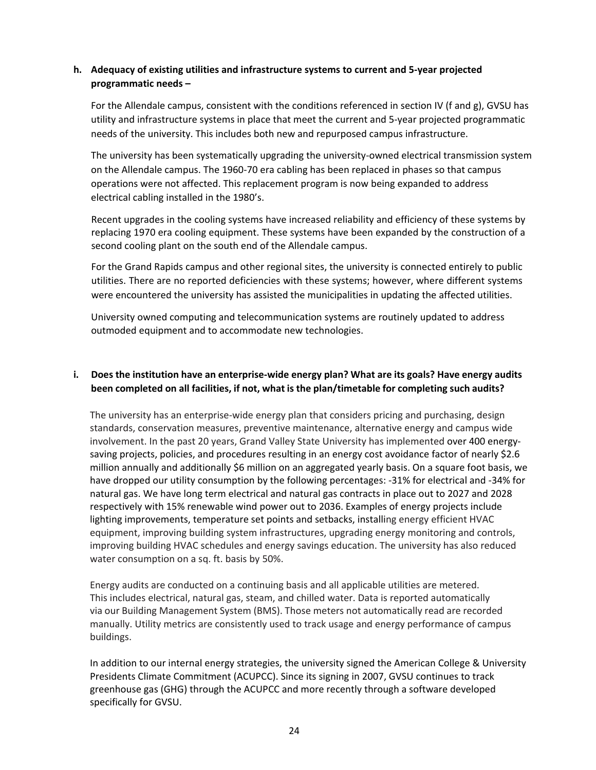**h. Adequacy of existing utilities and infrastructure systems to current and 5-year projected programmatic needs –**

For the Allendale campus, consistent with the conditions referenced in section IV (f and g), GVSU has utility and infrastructure systems in place that meet the current and 5-year projected programmatic needs of the university. This includes both new and repurposed campus infrastructure.

The university has been systematically upgrading the university-owned electrical transmission system on the Allendale campus. The 1960-70 era cabling has been replaced in phases so that campus operations were not affected. This replacement program is now being expanded to address electrical cabling installed in the 1980's.

Recent upgrades in the cooling systems have increased reliability and efficiency of these systems by replacing 1970 era cooling equipment. These systems have been expanded by the construction of a second cooling plant on the south end of the Allendale campus.

For the Grand Rapids campus and other regional sites, the university is connected entirely to public utilities. There are no reported deficiencies with these systems; however, where different systems were encountered the university has assisted the municipalities in updating the affected utilities.

University owned computing and telecommunication systems are routinely updated to address outmoded equipment and to accommodate new technologies.

**i. Does the institution have an enterprise-wide energy plan? What are its goals? Have energy audits been completed on all facilities, if not, what is the plan/timetable for completing such audits?**

The university has an enterprise-wide energy plan that considers pricing and purchasing, design standards, conservation measures, preventive maintenance, alternative energy and campus wide involvement. In the past 20 years, Grand Valley State University has implemented over 400 energy-saving projects, policies, and procedures resulting in an energy cost avoidance factor of nearly $2.6 million annually and additionally $6 million on an aggregated yearly basis. On a square foot basis, we have dropped our utility consumption by the following percentages: -31% for electrical and -34% for natural gas. We have long term electrical and natural gas contracts in place out to 2027 and 2028 respectively with 15% renewable wind power out to 2036. Examples of energy projects include lighting improvements, temperature set points and setbacks, installing energy efficient HVAC equipment, improving building system infrastructures, upgrading energy monitoring and controls, improving building HVAC schedules and energy savings education. The university has also reduced water consumption on a sq. ft. basis by 50%.

Energy audits are conducted on a continuing basis and all applicable utilities are metered. This includes electrical, natural gas, steam, and chilled water. Data is reported automatically via our Building Management System (BMS). Those meters not automatically read are recorded manually. Utility metrics are consistently used to track usage and energy performance of campus buildings.

In addition to our internal energy strategies, the university signed the American College & University Presidents Climate Commitment (ACUPCC). Since its signing in 2007, GVSU continues to track greenhouse gas (GHG) through the ACUPCC and more recently through a software developed specifically for GVSU.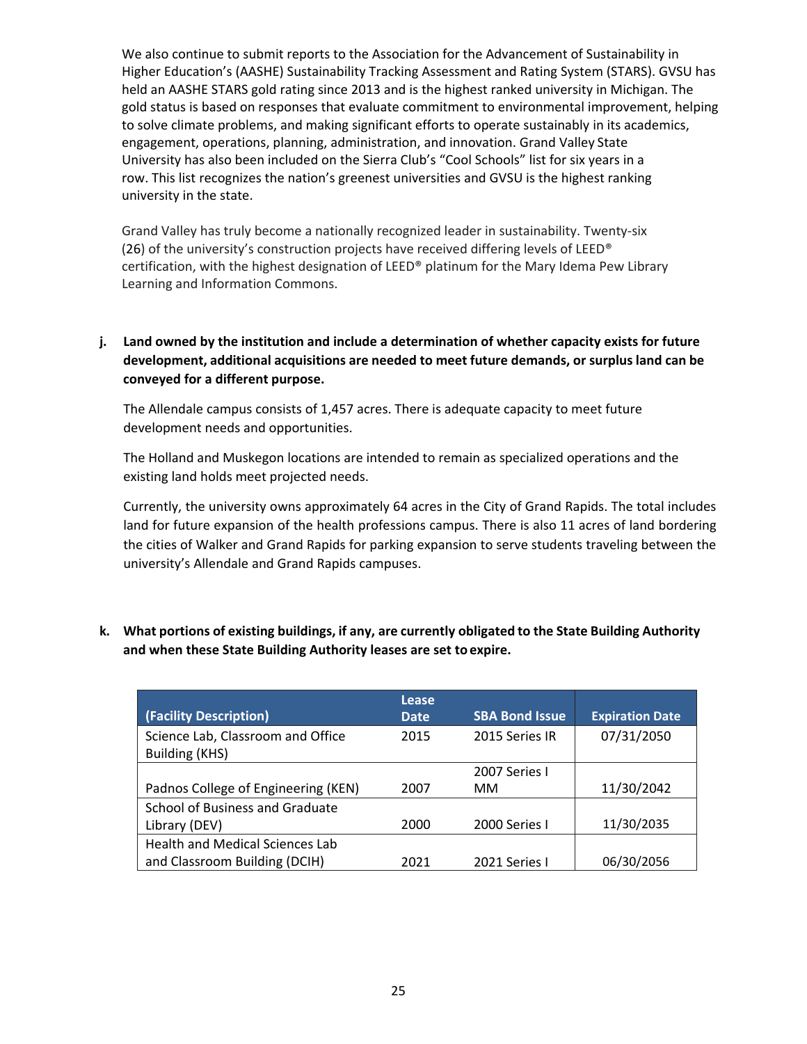We also continue to submit reports to the Association for the Advancement of Sustainability in Higher Education's (AASHE) Sustainability Tracking Assessment and Rating System (STARS). GVSU has held an AASHE STARS gold rating since 2013 and is the highest ranked university in Michigan. The gold status is based on responses that evaluate commitment to environmental improvement, helping to solve climate problems, and making significant efforts to operate sustainably in its academics, engagement, operations, planning, administration, and innovation. Grand Valley State University has also been included on the Sierra Club's "Cool Schools" list for six years in a row. This list recognizes the nation's greenest universities and GVSU is the highest ranking university in the state.

Grand Valley has truly become a nationally recognized leader in sustainability. Twenty-six (26) of the university's construction projects have received differing levels of LEED® certification, with the highest designation of LEED® platinum for the Mary Idema Pew Library Learning and Information Commons.

**j. Land owned by the institution and include a determination of whether capacity exists for future development, additional acquisitions are needed to meet future demands, or surplus land can be conveyed for a different purpose.**

The Allendale campus consists of 1,457 acres. There is adequate capacity to meet future development needs and opportunities.

The Holland and Muskegon locations are intended to remain as specialized operations and the existing land holds meet projected needs.

Currently, the university owns approximately 64 acres in the City of Grand Rapids. The total includes land for future expansion of the health professions campus. There is also 11 acres of land bordering the cities of Walker and Grand Rapids for parking expansion to serve students traveling between the university's Allendale and Grand Rapids campuses.

**k. What portions of existing buildings, if any, are currently obligated to the State Building Authority and when these State Building Authority leases are set to expire.**

| (Facility Description) | Lease Date | SBA Bond Issue | Expiration Date |
|---|---|---|---|
| Science Lab, Classroom and Office Building (KHS) | 2015 | 2015 Series IR | 07/31/2050 |
| Padnos College of Engineering (KEN) | 2007 | 2007 Series I MM | 11/30/2042 |
| School of Business and Graduate Library (DEV) | 2000 | 2000 Series I | 11/30/2035 |
| Health and Medical Sciences Lab and Classroom Building (DCIH) | 2021 | 2021 Series I | 06/30/2056 |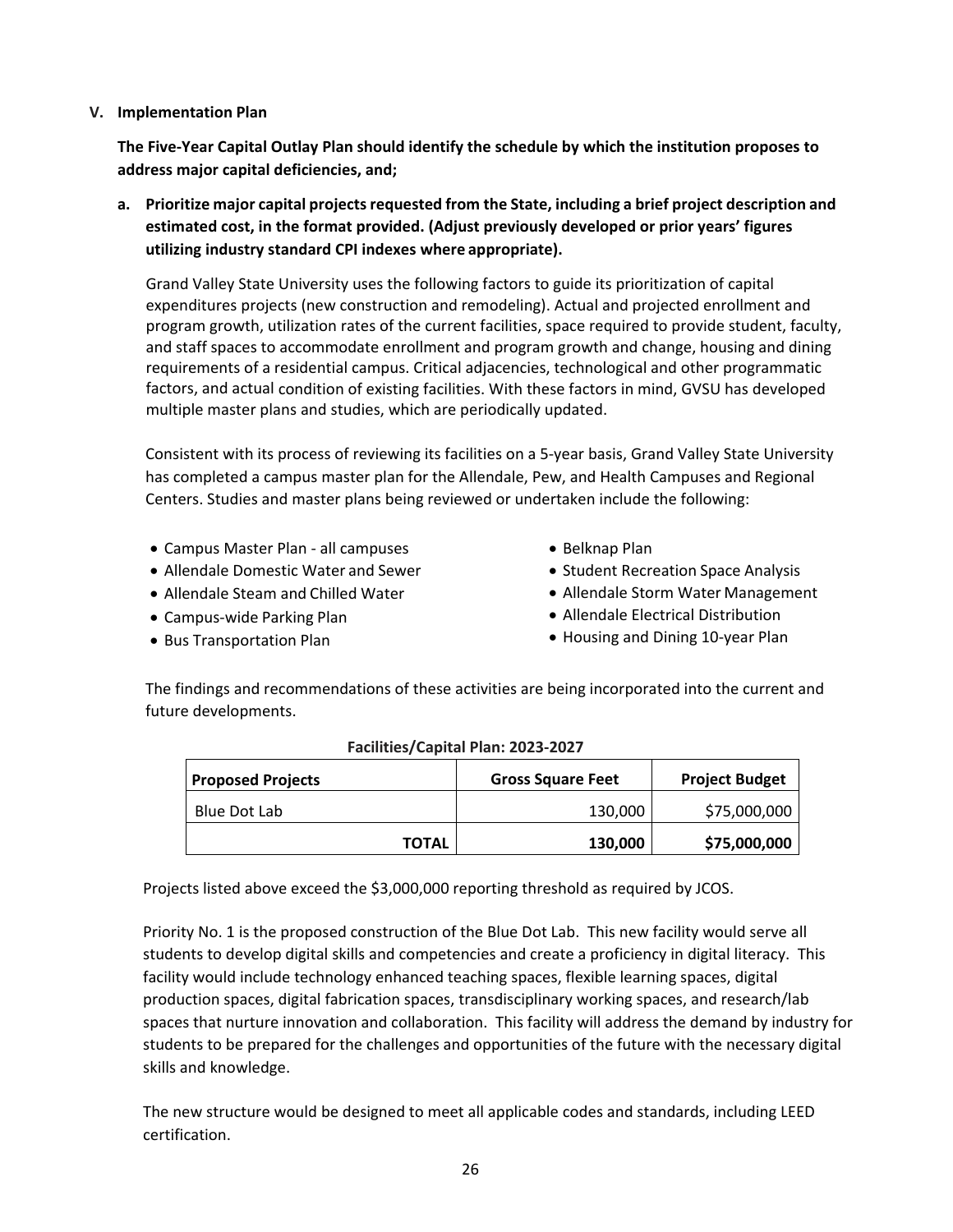## V. Implementation Plan

**The Five-Year Capital Outlay Plan should identify the schedule by which the institution proposes to address major capital deficiencies, and;**

**a. Prioritize major capital projects requested from the State, including a brief project description and estimated cost, in the format provided. (Adjust previously developed or prior years' figures utilizing industry standard CPI indexes where appropriate).**

Grand Valley State University uses the following factors to guide its prioritization of capital expenditures projects (new construction and remodeling). Actual and projected enrollment and program growth, utilization rates of the current facilities, space required to provide student, faculty, and staff spaces to accommodate enrollment and program growth and change, housing and dining requirements of a residential campus. Critical adjacencies, technological and other programmatic factors, and actual condition of existing facilities. With these factors in mind, GVSU has developed multiple master plans and studies, which are periodically updated.

Consistent with its process of reviewing its facilities on a 5-year basis, Grand Valley State University has completed a campus master plan for the Allendale, Pew, and Health Campuses and Regional Centers. Studies and master plans being reviewed or undertaken include the following:

- Campus Master Plan - all campuses
- Allendale Domestic Water and Sewer
- Allendale Steam and Chilled Water
- Campus-wide Parking Plan
- Bus Transportation Plan
- Belknap Plan
- Student Recreation Space Analysis
- Allendale Storm Water Management
- Allendale Electrical Distribution
- Housing and Dining 10-year Plan

The findings and recommendations of these activities are being incorporated into the current and future developments.

**Facilities/Capital Plan: 2023-2027**

| Proposed Projects | Gross Square Feet | Project Budget |
|---|---|---|
| Blue Dot Lab | 130,000 | $75,000,000 |
| **TOTAL** | **130,000** | **$75,000,000** |

Projects listed above exceed the $3,000,000 reporting threshold as required by JCOS.

Priority No. 1 is the proposed construction of the Blue Dot Lab. This new facility would serve all students to develop digital skills and competencies and create a proficiency in digital literacy. This facility would include technology enhanced teaching spaces, flexible learning spaces, digital production spaces, digital fabrication spaces, transdisciplinary working spaces, and research/lab spaces that nurture innovation and collaboration. This facility will address the demand by industry for students to be prepared for the challenges and opportunities of the future with the necessary digital skills and knowledge.

The new structure would be designed to meet all applicable codes and standards, including LEED certification.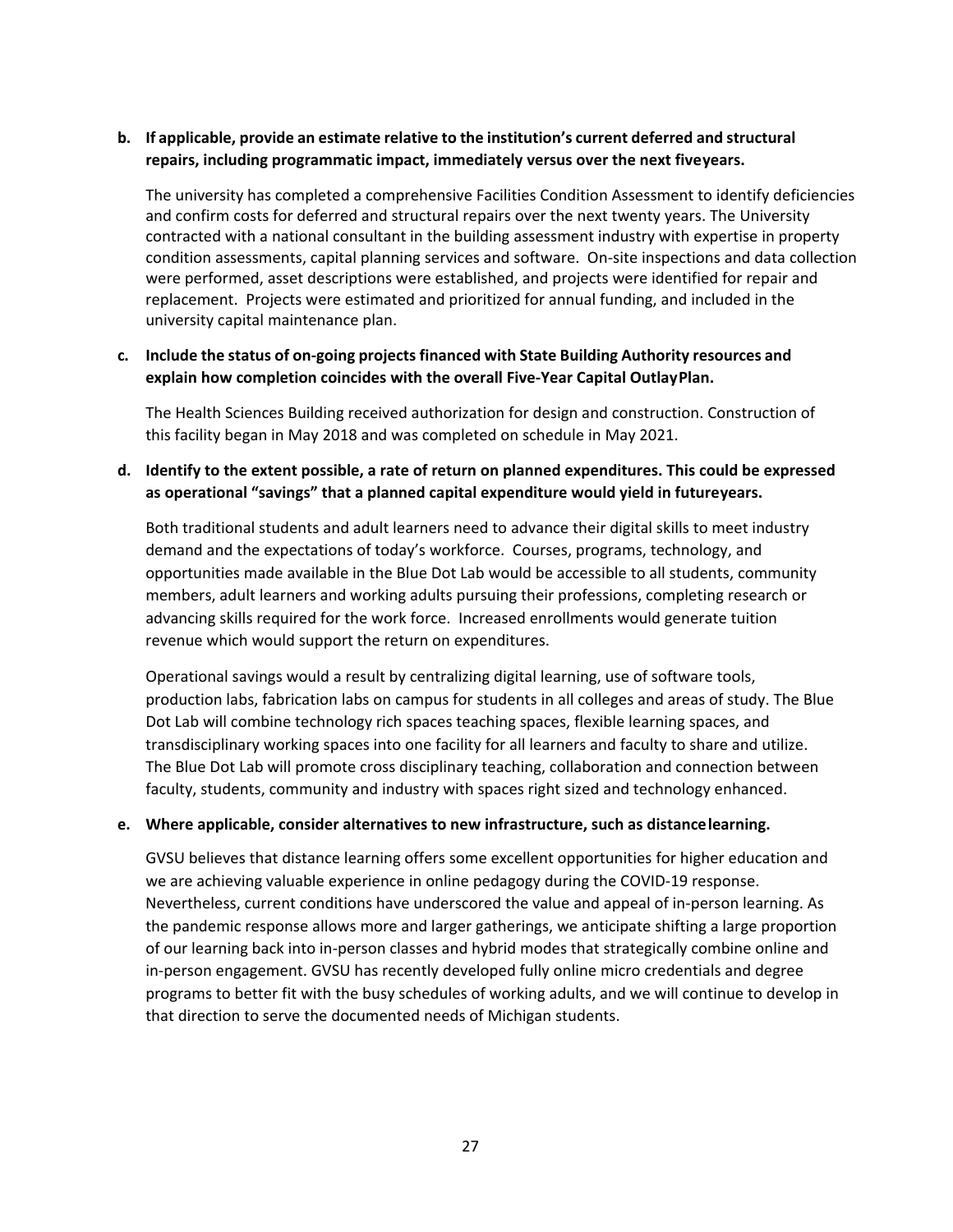**b. If applicable, provide an estimate relative to the institution's current deferred and structural repairs, including programmatic impact, immediately versus over the next fiveyears.**

The university has completed a comprehensive Facilities Condition Assessment to identify deficiencies and confirm costs for deferred and structural repairs over the next twenty years. The University contracted with a national consultant in the building assessment industry with expertise in property condition assessments, capital planning services and software. On-site inspections and data collection were performed, asset descriptions were established, and projects were identified for repair and replacement. Projects were estimated and prioritized for annual funding, and included in the university capital maintenance plan.

**c. Include the status of on-going projects financed with State Building Authority resources and explain how completion coincides with the overall Five-Year Capital OutlayPlan.**

The Health Sciences Building received authorization for design and construction. Construction of this facility began in May 2018 and was completed on schedule in May 2021.

**d. Identify to the extent possible, a rate of return on planned expenditures. This could be expressed as operational "savings" that a planned capital expenditure would yield in futureyears.**

Both traditional students and adult learners need to advance their digital skills to meet industry demand and the expectations of today's workforce. Courses, programs, technology, and opportunities made available in the Blue Dot Lab would be accessible to all students, community members, adult learners and working adults pursuing their professions, completing research or advancing skills required for the work force. Increased enrollments would generate tuition revenue which would support the return on expenditures.

Operational savings would a result by centralizing digital learning, use of software tools, production labs, fabrication labs on campus for students in all colleges and areas of study. The Blue Dot Lab will combine technology rich spaces teaching spaces, flexible learning spaces, and transdisciplinary working spaces into one facility for all learners and faculty to share and utilize. The Blue Dot Lab will promote cross disciplinary teaching, collaboration and connection between faculty, students, community and industry with spaces right sized and technology enhanced.

**e. Where applicable, consider alternatives to new infrastructure, such as distancelearning.**

GVSU believes that distance learning offers some excellent opportunities for higher education and we are achieving valuable experience in online pedagogy during the COVID-19 response. Nevertheless, current conditions have underscored the value and appeal of in-person learning. As the pandemic response allows more and larger gatherings, we anticipate shifting a large proportion of our learning back into in-person classes and hybrid modes that strategically combine online and in-person engagement. GVSU has recently developed fully online micro credentials and degree programs to better fit with the busy schedules of working adults, and we will continue to develop in that direction to serve the documented needs of Michigan students.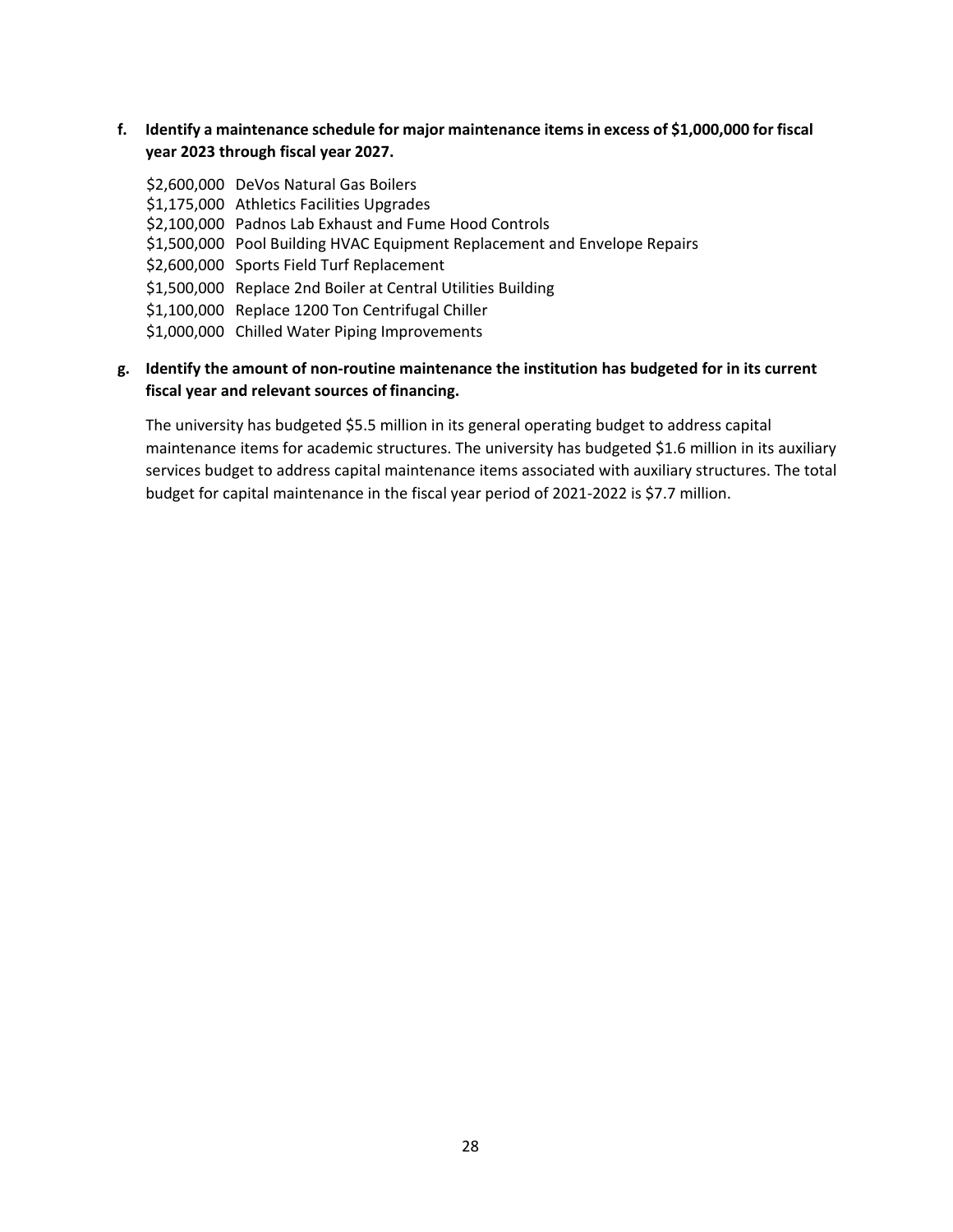**f. Identify a maintenance schedule for major maintenance items in excess of $1,000,000 for fiscal year 2023 through fiscal year 2027.**

$2,600,000 DeVos Natural Gas Boilers
$1,175,000 Athletics Facilities Upgrades
$2,100,000 Padnos Lab Exhaust and Fume Hood Controls
$1,500,000 Pool Building HVAC Equipment Replacement and Envelope Repairs
$2,600,000 Sports Field Turf Replacement
$1,500,000 Replace 2nd Boiler at Central Utilities Building
$1,100,000 Replace 1200 Ton Centrifugal Chiller
$1,000,000 Chilled Water Piping Improvements

**g. Identify the amount of non-routine maintenance the institution has budgeted for in its current fiscal year and relevant sources of financing.**

The university has budgeted $5.5 million in its general operating budget to address capital maintenance items for academic structures. The university has budgeted $1.6 million in its auxiliary services budget to address capital maintenance items associated with auxiliary structures. The total budget for capital maintenance in the fiscal year period of 2021-2022 is $7.7 million.